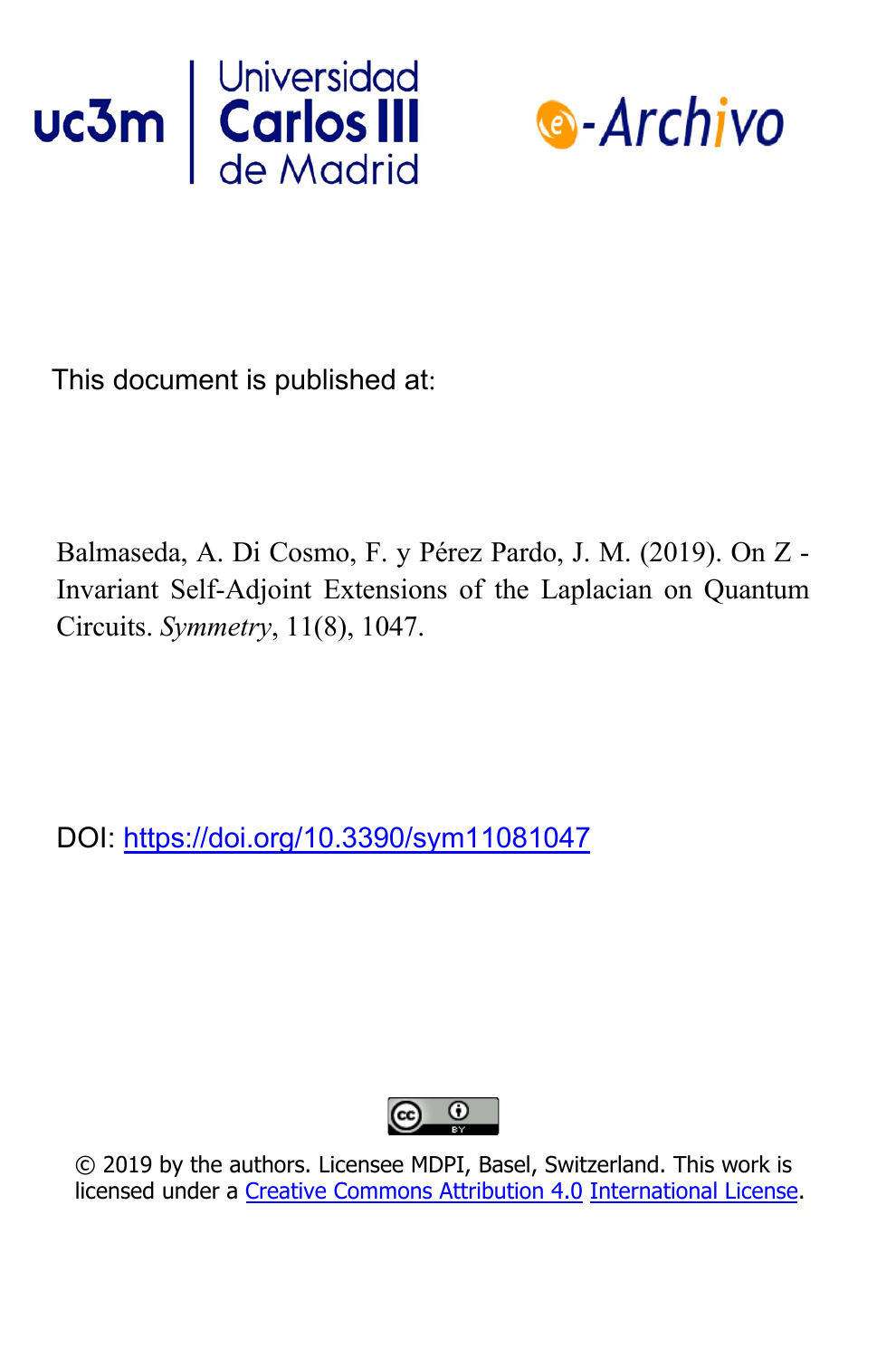Universidad Carlos III de Madrid

e-Archivo

This document is published at:

Balmaseda, A. Di Cosmo, F. y Pérez Pardo, J. M. (2019). On Z - Invariant Self-Adjoint Extensions of the Laplacian on Quantum Circuits. *Symmetry*, 11(8), 1047.

DOI: https://doi.org/10.3390/sym11081047

© 2019 by the authors. Licensee MDPI, Basel, Switzerland. This work is licensed under a Creative Commons Attribution 4.0 International License.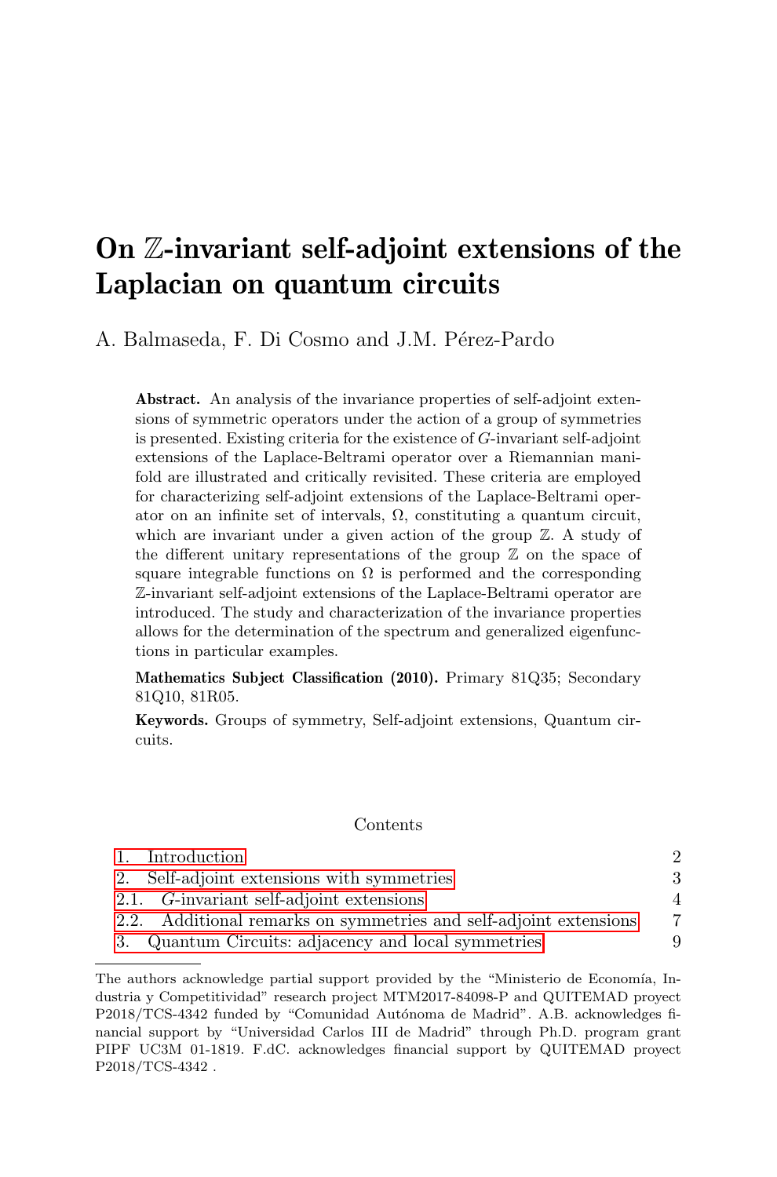# On $\mathbb{Z}$-invariant self-adjoint extensions of the Laplacian on quantum circuits

A. Balmaseda, F. Di Cosmo and J.M. Pérez-Pardo

**Abstract.** An analysis of the invariance properties of self-adjoint extensions of symmetric operators under the action of a group of symmetries is presented. Existing criteria for the existence of $G$-invariant self-adjoint extensions of the Laplace-Beltrami operator over a Riemannian manifold are illustrated and critically revisited. These criteria are employed for characterizing self-adjoint extensions of the Laplace-Beltrami operator on an infinite set of intervals, $\Omega$, constituting a quantum circuit, which are invariant under a given action of the group $\mathbb{Z}$. A study of the different unitary representations of the group $\mathbb{Z}$ on the space of square integrable functions on $\Omega$ is performed and the corresponding $\mathbb{Z}$-invariant self-adjoint extensions of the Laplace-Beltrami operator are introduced. The study and characterization of the invariance properties allows for the determination of the spectrum and generalized eigenfunctions in particular examples.

**Mathematics Subject Classification (2010).** Primary 81Q35; Secondary 81Q10, 81R05.

**Keywords.** Groups of symmetry, Self-adjoint extensions, Quantum circuits.

Contents

| | |
|---|---|
| 1. Introduction | 2 |
| 2. Self-adjoint extensions with symmetries | 3 |
| 2.1. $G$-invariant self-adjoint extensions | 4 |
| 2.2. Additional remarks on symmetries and self-adjoint extensions | 7 |
| 3. Quantum Circuits: adjacency and local symmetries | 9 |

The authors acknowledge partial support provided by the "Ministerio de Economía, Industria y Competitividad" research project MTM2017-84098-P and QUITEMAD proyect P2018/TCS-4342 funded by "Comunidad Autónoma de Madrid". A.B. acknowledges financial support by "Universidad Carlos III de Madrid" through Ph.D. program grant PIPF UC3M 01-1819. F.dC. acknowledges financial support by QUITEMAD proyect P2018/TCS-4342 .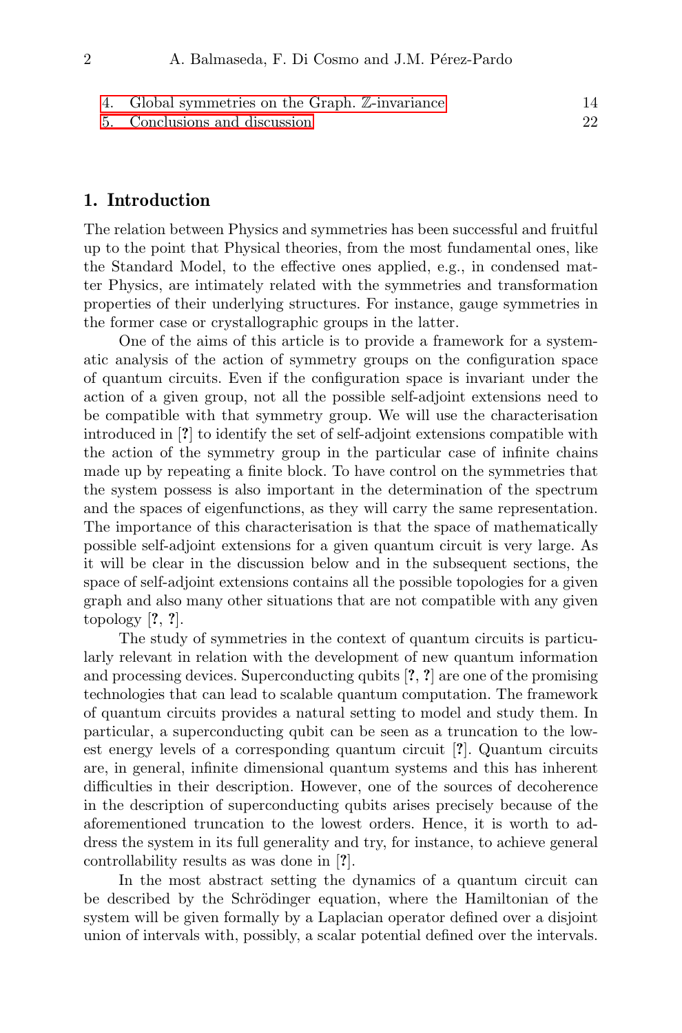4. Global symmetries on the Graph. $\mathbb{Z}$-invariance 14
5. Conclusions and discussion 22

## 1. Introduction

The relation between Physics and symmetries has been successful and fruitful up to the point that Physical theories, from the most fundamental ones, like the Standard Model, to the effective ones applied, e.g., in condensed matter Physics, are intimately related with the symmetries and transformation properties of their underlying structures. For instance, gauge symmetries in the former case or crystallographic groups in the latter.

One of the aims of this article is to provide a framework for a systematic analysis of the action of symmetry groups on the configuration space of quantum circuits. Even if the configuration space is invariant under the action of a given group, not all the possible self-adjoint extensions need to be compatible with that symmetry group. We will use the characterisation introduced in [**?**] to identify the set of self-adjoint extensions compatible with the action of the symmetry group in the particular case of infinite chains made up by repeating a finite block. To have control on the symmetries that the system possess is also important in the determination of the spectrum and the spaces of eigenfunctions, as they will carry the same representation. The importance of this characterisation is that the space of mathematically possible self-adjoint extensions for a given quantum circuit is very large. As it will be clear in the discussion below and in the subsequent sections, the space of self-adjoint extensions contains all the possible topologies for a given graph and also many other situations that are not compatible with any given topology [**?**, **?**].

The study of symmetries in the context of quantum circuits is particularly relevant in relation with the development of new quantum information and processing devices. Superconducting qubits [**?**, **?**] are one of the promising technologies that can lead to scalable quantum computation. The framework of quantum circuits provides a natural setting to model and study them. In particular, a superconducting qubit can be seen as a truncation to the lowest energy levels of a corresponding quantum circuit [**?**]. Quantum circuits are, in general, infinite dimensional quantum systems and this has inherent difficulties in their description. However, one of the sources of decoherence in the description of superconducting qubits arises precisely because of the aforementioned truncation to the lowest orders. Hence, it is worth to address the system in its full generality and try, for instance, to achieve general controllability results as was done in [**?**].

In the most abstract setting the dynamics of a quantum circuit can be described by the Schrödinger equation, where the Hamiltonian of the system will be given formally by a Laplacian operator defined over a disjoint union of intervals with, possibly, a scalar potential defined over the intervals.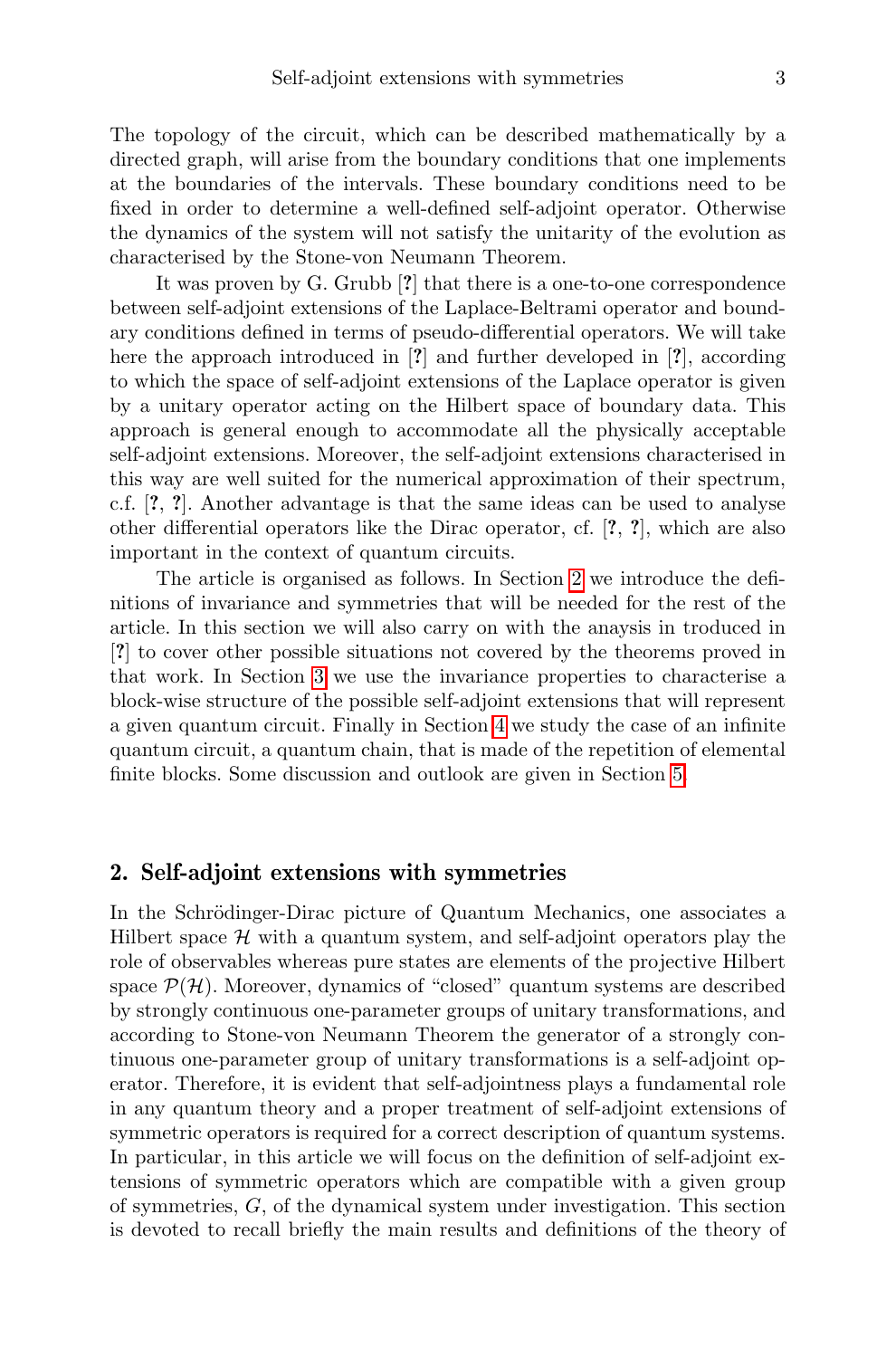The topology of the circuit, which can be described mathematically by a directed graph, will arise from the boundary conditions that one implements at the boundaries of the intervals. These boundary conditions need to be fixed in order to determine a well-defined self-adjoint operator. Otherwise the dynamics of the system will not satisfy the unitarity of the evolution as characterised by the Stone-von Neumann Theorem.

It was proven by G. Grubb [?] that there is a one-to-one correspondence between self-adjoint extensions of the Laplace-Beltrami operator and boundary conditions defined in terms of pseudo-differential operators. We will take here the approach introduced in [?] and further developed in [?], according to which the space of self-adjoint extensions of the Laplace operator is given by a unitary operator acting on the Hilbert space of boundary data. This approach is general enough to accommodate all the physically acceptable self-adjoint extensions. Moreover, the self-adjoint extensions characterised in this way are well suited for the numerical approximation of their spectrum, c.f. [?, ?]. Another advantage is that the same ideas can be used to analyse other differential operators like the Dirac operator, cf. [?, ?], which are also important in the context of quantum circuits.

The article is organised as follows. In Section 2 we introduce the definitions of invariance and symmetries that will be needed for the rest of the article. In this section we will also carry on with the anaysis in troduced in [?] to cover other possible situations not covered by the theorems proved in that work. In Section 3 we use the invariance properties to characterise a block-wise structure of the possible self-adjoint extensions that will represent a given quantum circuit. Finally in Section 4 we study the case of an infinite quantum circuit, a quantum chain, that is made of the repetition of elemental finite blocks. Some discussion and outlook are given in Section 5.

## 2. Self-adjoint extensions with symmetries

In the Schrödinger-Dirac picture of Quantum Mechanics, one associates a Hilbert space $\mathcal{H}$ with a quantum system, and self-adjoint operators play the role of observables whereas pure states are elements of the projective Hilbert space $\mathcal{P}(\mathcal{H})$. Moreover, dynamics of "closed" quantum systems are described by strongly continuous one-parameter groups of unitary transformations, and according to Stone-von Neumann Theorem the generator of a strongly continuous one-parameter group of unitary transformations is a self-adjoint operator. Therefore, it is evident that self-adjointness plays a fundamental role in any quantum theory and a proper treatment of self-adjoint extensions of symmetric operators is required for a correct description of quantum systems. In particular, in this article we will focus on the definition of self-adjoint extensions of symmetric operators which are compatible with a given group of symmetries, $G$, of the dynamical system under investigation. This section is devoted to recall briefly the main results and definitions of the theory of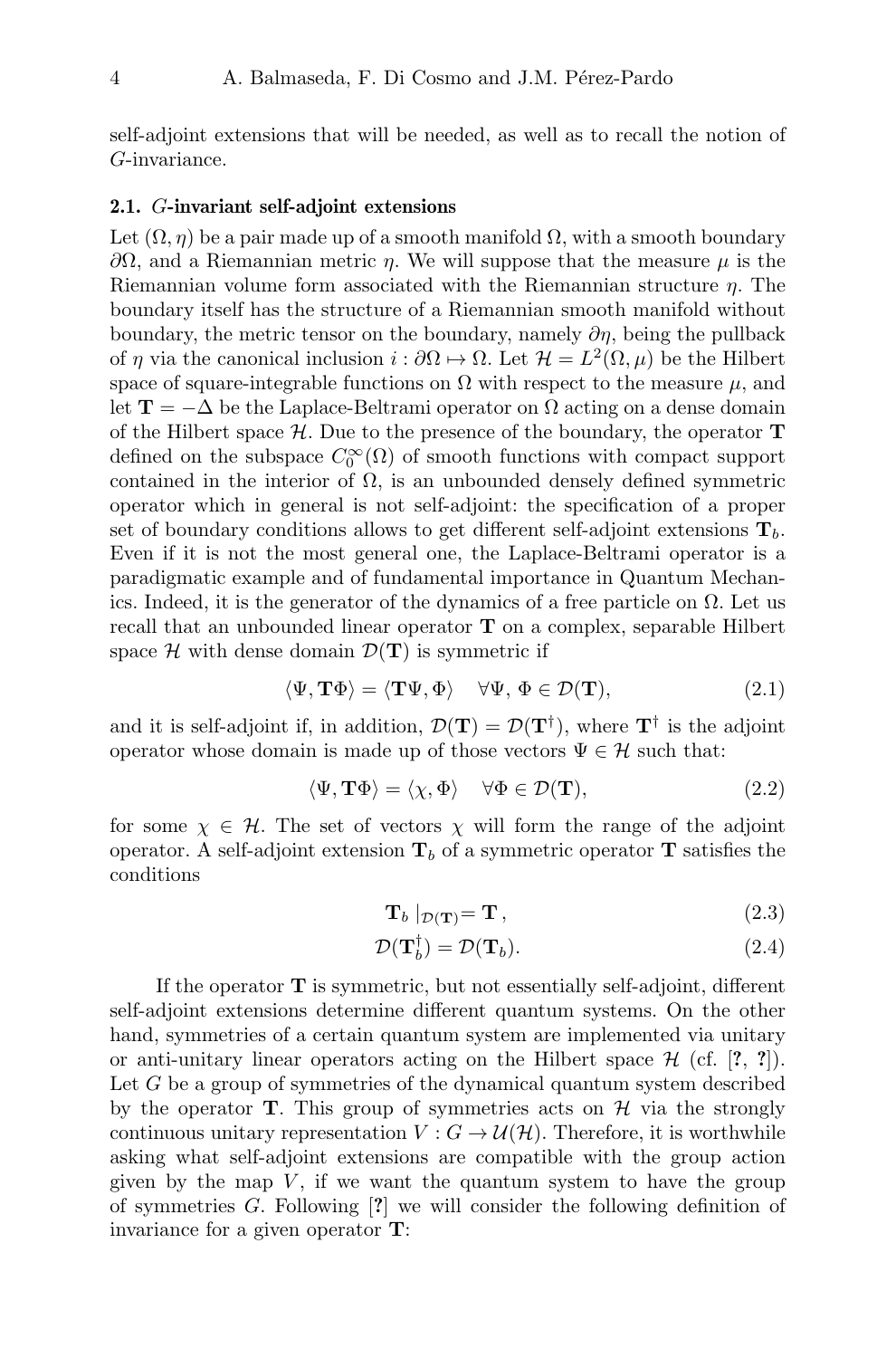self-adjoint extensions that will be needed, as well as to recall the notion of $G$-invariance.

### 2.1. $G$-invariant self-adjoint extensions

Let $(\Omega, \eta)$ be a pair made up of a smooth manifold $\Omega$, with a smooth boundary $\partial\Omega$, and a Riemannian metric $\eta$. We will suppose that the measure $\mu$ is the Riemannian volume form associated with the Riemannian structure $\eta$. The boundary itself has the structure of a Riemannian smooth manifold without boundary, the metric tensor on the boundary, namely $\partial\eta$, being the pullback of $\eta$ via the canonical inclusion $i : \partial\Omega \mapsto \Omega$. Let $\mathcal{H} = L^2(\Omega, \mu)$ be the Hilbert space of square-integrable functions on $\Omega$ with respect to the measure $\mu$, and let $\mathbf{T} = -\Delta$ be the Laplace-Beltrami operator on $\Omega$ acting on a dense domain of the Hilbert space $\mathcal{H}$. Due to the presence of the boundary, the operator $\mathbf{T}$ defined on the subspace $C_0^\infty(\Omega)$ of smooth functions with compact support contained in the interior of $\Omega$, is an unbounded densely defined symmetric operator which in general is not self-adjoint: the specification of a proper set of boundary conditions allows to get different self-adjoint extensions $\mathbf{T}_b$. Even if it is not the most general one, the Laplace-Beltrami operator is a paradigmatic example and of fundamental importance in Quantum Mechanics. Indeed, it is the generator of the dynamics of a free particle on $\Omega$. Let us recall that an unbounded linear operator $\mathbf{T}$ on a complex, separable Hilbert space $\mathcal{H}$ with dense domain $\mathcal{D}(\mathbf{T})$ is symmetric if

$$\langle \Psi, \mathbf{T}\Phi \rangle = \langle \mathbf{T}\Psi, \Phi \rangle \quad \forall \Psi,\, \Phi \in \mathcal{D}(\mathbf{T}), \tag{2.1}$$

and it is self-adjoint if, in addition, $\mathcal{D}(\mathbf{T}) = \mathcal{D}(\mathbf{T}^\dagger)$, where $\mathbf{T}^\dagger$ is the adjoint operator whose domain is made up of those vectors $\Psi \in \mathcal{H}$ such that:

$$\langle \Psi, \mathbf{T}\Phi \rangle = \langle \chi, \Phi \rangle \quad \forall \Phi \in \mathcal{D}(\mathbf{T}), \tag{2.2}$$

for some $\chi \in \mathcal{H}$. The set of vectors $\chi$ will form the range of the adjoint operator. A self-adjoint extension $\mathbf{T}_b$ of a symmetric operator $\mathbf{T}$ satisfies the conditions

$$\mathbf{T}_b \mid_{\mathcal{D}(\mathbf{T})} = \mathbf{T}\,, \tag{2.3}$$

$$\mathcal{D}(\mathbf{T}_b^\dagger) = \mathcal{D}(\mathbf{T}_b). \tag{2.4}$$

If the operator $\mathbf{T}$ is symmetric, but not essentially self-adjoint, different self-adjoint extensions determine different quantum systems. On the other hand, symmetries of a certain quantum system are implemented via unitary or anti-unitary linear operators acting on the Hilbert space $\mathcal{H}$ (cf. [?, ?]). Let $G$ be a group of symmetries of the dynamical quantum system described by the operator $\mathbf{T}$. This group of symmetries acts on $\mathcal{H}$ via the strongly continuous unitary representation $V : G \to \mathcal{U}(\mathcal{H})$. Therefore, it is worthwhile asking what self-adjoint extensions are compatible with the group action given by the map $V$, if we want the quantum system to have the group of symmetries $G$. Following [?] we will consider the following definition of invariance for a given operator $\mathbf{T}$: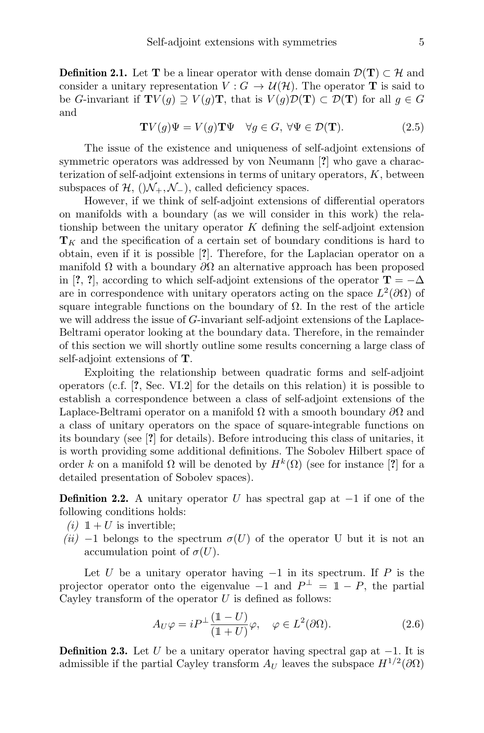**Definition 2.1.** Let $\mathbf{T}$ be a linear operator with dense domain $\mathcal{D}(\mathbf{T}) \subset \mathcal{H}$ and consider a unitary representation $V : G \to \mathcal{U}(\mathcal{H})$. The operator $\mathbf{T}$ is said to be $G$-invariant if $\mathbf{T}V(g) \supseteq V(g)\mathbf{T}$, that is $V(g)\mathcal{D}(\mathbf{T}) \subset \mathcal{D}(\mathbf{T})$ for all $g \in G$ and

$$\mathbf{T}V(g)\Psi = V(g)\mathbf{T}\Psi \quad \forall g \in G,\ \forall \Psi \in \mathcal{D}(\mathbf{T}). \tag{2.5}$$

The issue of the existence and uniqueness of self-adjoint extensions of symmetric operators was addressed by von Neumann [?] who gave a characterization of self-adjoint extensions in terms of unitary operators, $K$, between subspaces of $\mathcal{H}$, $()\mathcal{N}_+, \mathcal{N}_-)$, called deficiency spaces.

However, if we think of self-adjoint extensions of differential operators on manifolds with a boundary (as we will consider in this work) the relationship between the unitary operator $K$ defining the self-adjoint extension $\mathbf{T}_K$ and the specification of a certain set of boundary conditions is hard to obtain, even if it is possible [?]. Therefore, for the Laplacian operator on a manifold $\Omega$ with a boundary $\partial\Omega$ an alternative approach has been proposed in [?, ?], according to which self-adjoint extensions of the operator $\mathbf{T} = -\Delta$ are in correspondence with unitary operators acting on the space $L^2(\partial\Omega)$ of square integrable functions on the boundary of $\Omega$. In the rest of the article we will address the issue of $G$-invariant self-adjoint extensions of the Laplace-Beltrami operator looking at the boundary data. Therefore, in the remainder of this section we will shortly outline some results concerning a large class of self-adjoint extensions of $\mathbf{T}$.

Exploiting the relationship between quadratic forms and self-adjoint operators (c.f. [?, Sec. VI.2] for the details on this relation) it is possible to establish a correspondence between a class of self-adjoint extensions of the Laplace-Beltrami operator on a manifold $\Omega$ with a smooth boundary $\partial\Omega$ and a class of unitary operators on the space of square-integrable functions on its boundary (see [?] for details). Before introducing this class of unitaries, it is worth providing some additional definitions. The Sobolev Hilbert space of order $k$ on a manifold $\Omega$ will be denoted by $H^k(\Omega)$ (see for instance [?] for a detailed presentation of Sobolev spaces).

**Definition 2.2.** A unitary operator $U$ has spectral gap at $-1$ if one of the following conditions holds:

*(i)* $\mathbb{1} + U$ is invertible;

*(ii)* $-1$ belongs to the spectrum $\sigma(U)$ of the operator U but it is not an accumulation point of $\sigma(U)$.

Let $U$ be a unitary operator having $-1$ in its spectrum. If $P$ is the projector operator onto the eigenvalue $-1$ and $P^\perp = \mathbb{1} - P$, the partial Cayley transform of the operator $U$ is defined as follows:

$$A_U\varphi = iP^\perp \frac{(\mathbb{1} - U)}{(\mathbb{1} + U)}\varphi, \quad \varphi \in L^2(\partial\Omega). \tag{2.6}$$

**Definition 2.3.** Let $U$ be a unitary operator having spectral gap at $-1$. It is admissible if the partial Cayley transform $A_U$ leaves the subspace $H^{1/2}(\partial\Omega)$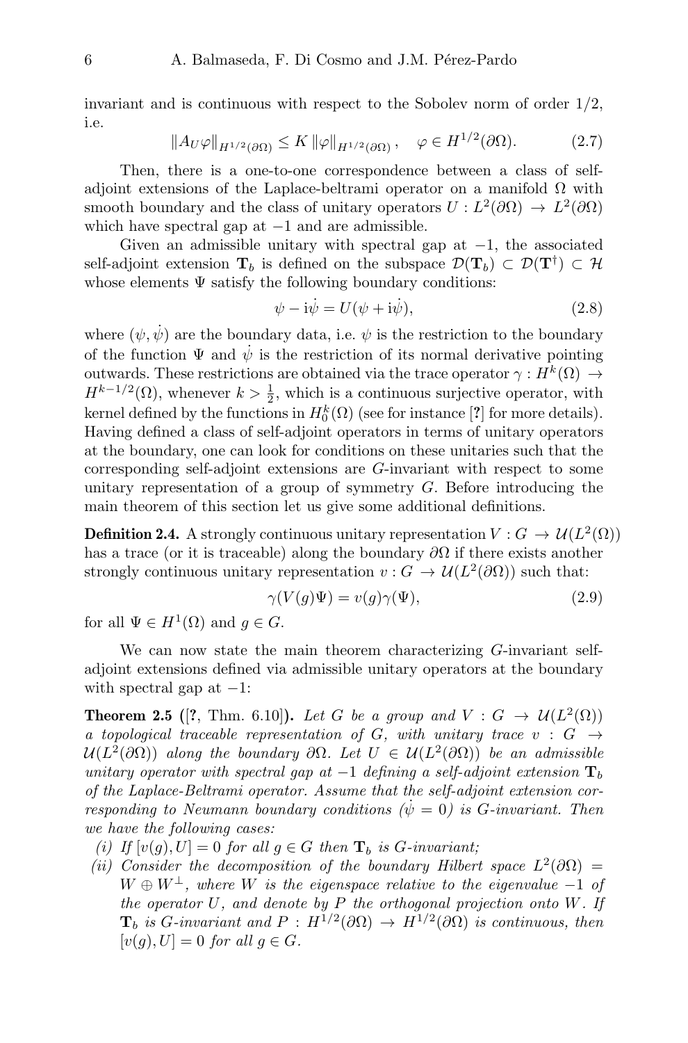invariant and is continuous with respect to the Sobolev norm of order 1/2, i.e.

$$\|A_U \varphi\|_{H^{1/2}(\partial\Omega)} \leq K \|\varphi\|_{H^{1/2}(\partial\Omega)}, \quad \varphi \in H^{1/2}(\partial\Omega). \tag{2.7}$$

Then, there is a one-to-one correspondence between a class of self-adjoint extensions of the Laplace-beltrami operator on a manifold $\Omega$ with smooth boundary and the class of unitary operators $U : L^2(\partial\Omega) \to L^2(\partial\Omega)$ which have spectral gap at $-1$ and are admissible.

Given an admissible unitary with spectral gap at $-1$, the associated self-adjoint extension $\mathbf{T}_b$ is defined on the subspace $\mathcal{D}(\mathbf{T}_b) \subset \mathcal{D}(\mathbf{T}^\dagger) \subset \mathcal{H}$ whose elements $\Psi$ satisfy the following boundary conditions:

$$\psi - \mathrm{i}\dot{\psi} = U(\psi + \mathrm{i}\dot{\psi}), \tag{2.8}$$

where $(\psi, \dot{\psi})$ are the boundary data, i.e. $\psi$ is the restriction to the boundary of the function $\Psi$ and $\dot{\psi}$ is the restriction of its normal derivative pointing outwards. These restrictions are obtained via the trace operator $\gamma : H^k(\Omega) \to H^{k-1/2}(\Omega)$, whenever $k > \frac{1}{2}$, which is a continuous surjective operator, with kernel defined by the functions in $H^k_0(\Omega)$ (see for instance [?] for more details). Having defined a class of self-adjoint operators in terms of unitary operators at the boundary, one can look for conditions on these unitaries such that the corresponding self-adjoint extensions are $G$-invariant with respect to some unitary representation of a group of symmetry $G$. Before introducing the main theorem of this section let us give some additional definitions.

**Definition 2.4.** A strongly continuous unitary representation $V : G \to \mathcal{U}(L^2(\Omega))$ has a trace (or it is traceable) along the boundary $\partial\Omega$ if there exists another strongly continuous unitary representation $v : G \to \mathcal{U}(L^2(\partial\Omega))$ such that:

$$\gamma(V(g)\Psi) = v(g)\gamma(\Psi), \tag{2.9}$$

for all $\Psi \in H^1(\Omega)$ and $g \in G$.

We can now state the main theorem characterizing $G$-invariant self-adjoint extensions defined via admissible unitary operators at the boundary with spectral gap at $-1$:

**Theorem 2.5 ([?, Thm. 6.10]).** *Let $G$ be a group and $V : G \to \mathcal{U}(L^2(\Omega))$ a topological traceable representation of $G$, with unitary trace $v : G \to \mathcal{U}(L^2(\partial\Omega))$ along the boundary $\partial\Omega$. Let $U \in \mathcal{U}(L^2(\partial\Omega))$ be an admissible unitary operator with spectral gap at $-1$ defining a self-adjoint extension $\mathbf{T}_b$ of the Laplace-Beltrami operator. Assume that the self-adjoint extension corresponding to Neumann boundary conditions ($\dot{\psi} = 0$) is $G$-invariant. Then we have the following cases:*

*(i) If $[v(g), U] = 0$ for all $g \in G$ then $\mathbf{T}_b$ is $G$-invariant;*

*(ii) Consider the decomposition of the boundary Hilbert space $L^2(\partial\Omega) = W \oplus W^\perp$, where $W$ is the eigenspace relative to the eigenvalue $-1$ of the operator $U$, and denote by $P$ the orthogonal projection onto $W$. If $\mathbf{T}_b$ is $G$-invariant and $P : H^{1/2}(\partial\Omega) \to H^{1/2}(\partial\Omega)$ is continuous, then $[v(g), U] = 0$ for all $g \in G$.*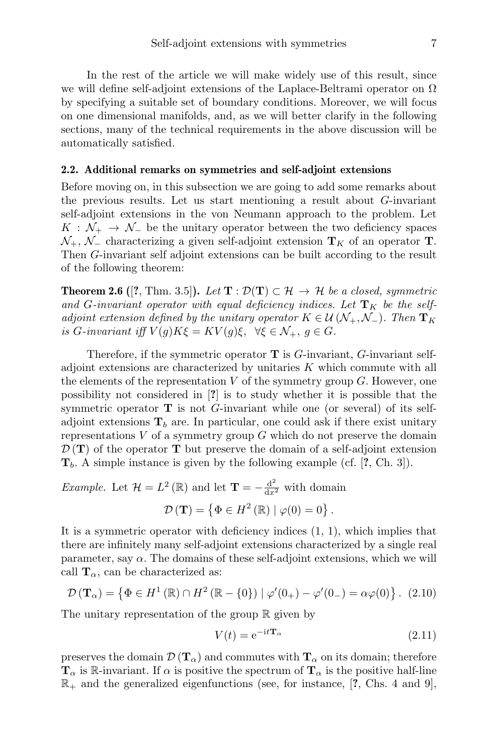In the rest of the article we will make widely use of this result, since we will define self-adjoint extensions of the Laplace-Beltrami operator on $\Omega$ by specifying a suitable set of boundary conditions. Moreover, we will focus on one dimensional manifolds, and, as we will better clarify in the following sections, many of the technical requirements in the above discussion will be automatically satisfied.

### 2.2. Additional remarks on symmetries and self-adjoint extensions

Before moving on, in this subsection we are going to add some remarks about the previous results. Let us start mentioning a result about $G$-invariant self-adjoint extensions in the von Neumann approach to the problem. Let $K : \mathcal{N}_+ \to \mathcal{N}_-$ be the unitary operator between the two deficiency spaces $\mathcal{N}_+, \mathcal{N}_-$ characterizing a given self-adjoint extension $\mathbf{T}_K$ of an operator $\mathbf{T}$. Then $G$-invariant self adjoint extensions can be built according to the result of the following theorem:

**Theorem 2.6** ([**?**, Thm. 3.5]). *Let $\mathbf{T} : \mathcal{D}(\mathbf{T}) \subset \mathcal{H} \to \mathcal{H}$ be a closed, symmetric and $G$-invariant operator with equal deficiency indices. Let $\mathbf{T}_K$ be the self-adjoint extension defined by the unitary operator $K \in \mathcal{U}(\mathcal{N}_+, \mathcal{N}_-)$. Then $\mathbf{T}_K$ is $G$-invariant iff $V(g)K\xi = KV(g)\xi,\ \ \forall \xi \in \mathcal{N}_+,\ g \in G$.*

Therefore, if the symmetric operator $\mathbf{T}$ is $G$-invariant, $G$-invariant self-adjoint extensions are characterized by unitaries $K$ which commute with all the elements of the representation $V$ of the symmetry group $G$. However, one possibility not considered in [**?**] is to study whether it is possible that the symmetric operator $\mathbf{T}$ is not $G$-invariant while one (or several) of its self-adjoint extensions $\mathbf{T}_b$ are. In particular, one could ask if there exist unitary representations $V$ of a symmetry group $G$ which do not preserve the domain $\mathcal{D}(\mathbf{T})$ of the operator $\mathbf{T}$ but preserve the domain of a self-adjoint extension $\mathbf{T}_b$. A simple instance is given by the following example (cf. [**?**, Ch. 3]).

*Example.* Let $\mathcal{H} = L^2(\mathbb{R})$ and let $\mathbf{T} = -\frac{\mathrm{d}^2}{\mathrm{d}x^2}$ with domain

$$\mathcal{D}(\mathbf{T}) = \left\{ \Phi \in H^2(\mathbb{R}) \mid \varphi(0) = 0 \right\}.$$

It is a symmetric operator with deficiency indices (1, 1), which implies that there are infinitely many self-adjoint extensions characterized by a single real parameter, say $\alpha$. The domains of these self-adjoint extensions, which we will call $\mathbf{T}_\alpha$, can be characterized as:

$$\mathcal{D}(\mathbf{T}_\alpha) = \left\{ \Phi \in H^1(\mathbb{R}) \cap H^2(\mathbb{R} - \{0\}) \mid \varphi'(0_+) - \varphi'(0_-) = \alpha\varphi(0) \right\}. \quad (2.10)$$

The unitary representation of the group $\mathbb{R}$ given by

$$V(t) = \mathrm{e}^{-\mathrm{i}t\mathbf{T}_\alpha} \quad (2.11)$$

preserves the domain $\mathcal{D}(\mathbf{T}_\alpha)$ and commutes with $\mathbf{T}_\alpha$ on its domain; therefore $\mathbf{T}_\alpha$ is $\mathbb{R}$-invariant. If $\alpha$ is positive the spectrum of $\mathbf{T}_\alpha$ is the positive half-line $\mathbb{R}_+$ and the generalized eigenfunctions (see, for instance, [**?**, Chs. 4 and 9],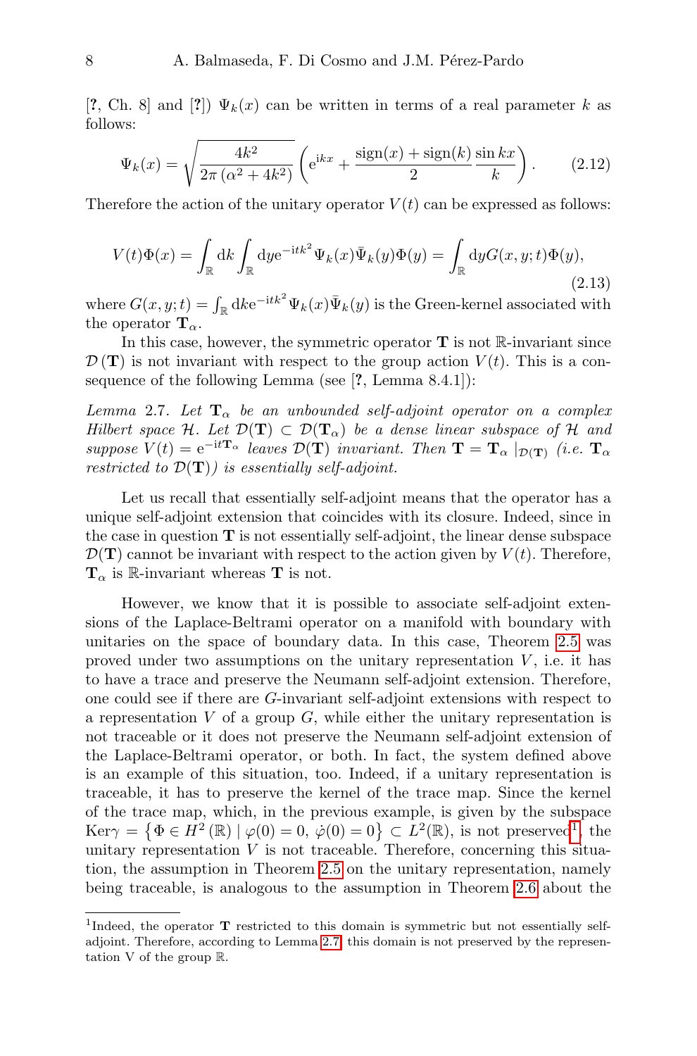[?, Ch. 8] and [?]) $\Psi_k(x)$ can be written in terms of a real parameter $k$ as follows:

$$\Psi_k(x) = \sqrt{\frac{4k^2}{2\pi\left(\alpha^2+4k^2\right)}}\left(\mathrm{e}^{\mathrm{i}kx} + \frac{\mathrm{sign}(x)+\mathrm{sign}(k)}{2}\frac{\sin kx}{k}\right). \tag{2.12}$$

Therefore the action of the unitary operator $V(t)$ can be expressed as follows:

$$V(t)\Phi(x) = \int_{\mathbb{R}} \mathrm{d}k \int_{\mathbb{R}} \mathrm{d}y \mathrm{e}^{-\mathrm{i}tk^2}\Psi_k(x)\bar{\Psi}_k(y)\Phi(y) = \int_{\mathbb{R}} \mathrm{d}y G(x,y;t)\Phi(y), \tag{2.13}$$

where $G(x,y;t) = \int_{\mathbb{R}} \mathrm{d}k \mathrm{e}^{-\mathrm{i}tk^2}\Psi_k(x)\bar{\Psi}_k(y)$ is the Green-kernel associated with the operator $\mathbf{T}_\alpha$.

In this case, however, the symmetric operator $\mathbf{T}$ is not $\mathbb{R}$-invariant since $\mathcal{D}(\mathbf{T})$ is not invariant with respect to the group action $V(t)$. This is a consequence of the following Lemma (see [?, Lemma 8.4.1]):

*Lemma 2.7. Let $\mathbf{T}_\alpha$ be an unbounded self-adjoint operator on a complex Hilbert space $\mathcal{H}$. Let $\mathcal{D}(\mathbf{T}) \subset \mathcal{D}(\mathbf{T}_\alpha)$ be a dense linear subspace of $\mathcal{H}$ and suppose $V(t) = \mathrm{e}^{-\mathrm{i}t\mathbf{T}_\alpha}$ leaves $\mathcal{D}(\mathbf{T})$ invariant. Then $\mathbf{T} = \mathbf{T}_\alpha\mid_{\mathcal{D}(\mathbf{T})}$ (i.e. $\mathbf{T}_\alpha$ restricted to $\mathcal{D}(\mathbf{T})$) is essentially self-adjoint.*

Let us recall that essentially self-adjoint means that the operator has a unique self-adjoint extension that coincides with its closure. Indeed, since in the case in question $\mathbf{T}$ is not essentially self-adjoint, the linear dense subspace $\mathcal{D}(\mathbf{T})$ cannot be invariant with respect to the action given by $V(t)$. Therefore, $\mathbf{T}_\alpha$ is $\mathbb{R}$-invariant whereas $\mathbf{T}$ is not.

However, we know that it is possible to associate self-adjoint extensions of the Laplace-Beltrami operator on a manifold with boundary with unitaries on the space of boundary data. In this case, Theorem 2.5 was proved under two assumptions on the unitary representation $V$, i.e. it has to have a trace and preserve the Neumann self-adjoint extension. Therefore, one could see if there are $G$-invariant self-adjoint extensions with respect to a representation $V$ of a group $G$, while either the unitary representation is not traceable or it does not preserve the Neumann self-adjoint extension of the Laplace-Beltrami operator, or both. In fact, the system defined above is an example of this situation, too. Indeed, if a unitary representation is traceable, it has to preserve the kernel of the trace map. Since the kernel of the trace map, which, in the previous example, is given by the subspace $\mathrm{Ker}\gamma = \left\{\Phi \in H^2(\mathbb{R}) \mid \varphi(0) = 0,\ \dot{\varphi}(0) = 0\right\} \subset L^2(\mathbb{R})$, is not preserved[1], the unitary representation $V$ is not traceable. Therefore, concerning this situation, the assumption in Theorem 2.5 on the unitary representation, namely being traceable, is analogous to the assumption in Theorem 2.6 about the

[1] Indeed, the operator $\mathbf{T}$ restricted to this domain is symmetric but not essentially self-adjoint. Therefore, according to Lemma 2.7, this domain is not preserved by the representation V of the group $\mathbb{R}$.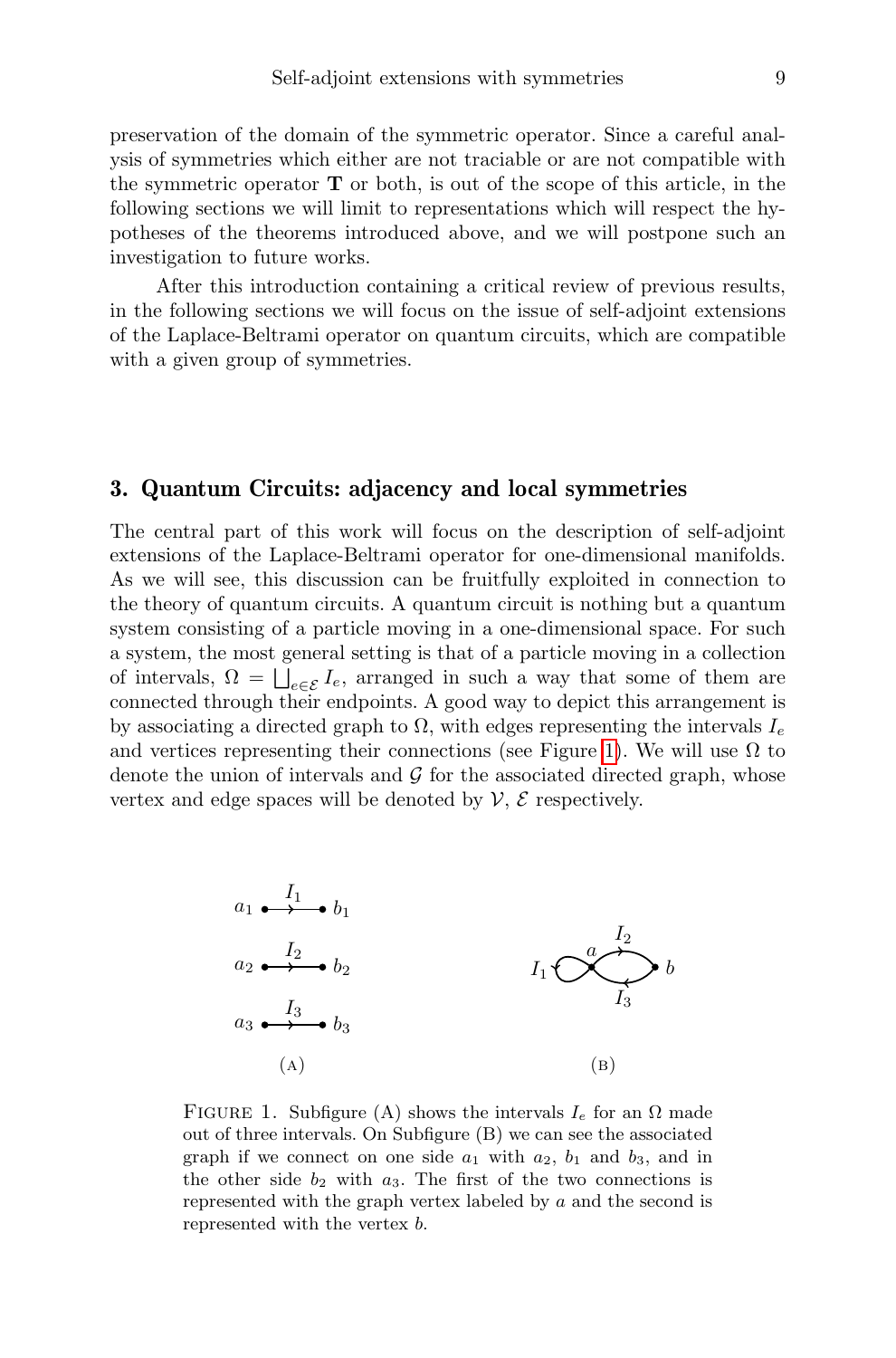preservation of the domain of the symmetric operator. Since a careful analysis of symmetries which either are not traciable or are not compatible with the symmetric operator $\mathbf{T}$ or both, is out of the scope of this article, in the following sections we will limit to representations which will respect the hypotheses of the theorems introduced above, and we will postpone such an investigation to future works.

After this introduction containing a critical review of previous results, in the following sections we will focus on the issue of self-adjoint extensions of the Laplace-Beltrami operator on quantum circuits, which are compatible with a given group of symmetries.

## 3. Quantum Circuits: adjacency and local symmetries

The central part of this work will focus on the description of self-adjoint extensions of the Laplace-Beltrami operator for one-dimensional manifolds. As we will see, this discussion can be fruitfully exploited in connection to the theory of quantum circuits. A quantum circuit is nothing but a quantum system consisting of a particle moving in a one-dimensional space. For such a system, the most general setting is that of a particle moving in a collection of intervals, $\Omega = \bigsqcup_{e \in \mathcal{E}} I_e$, arranged in such a way that some of them are connected through their endpoints. A good way to depict this arrangement is by associating a directed graph to $\Omega$, with edges representing the intervals $I_e$ and vertices representing their connections (see Figure 1). We will use $\Omega$ to denote the union of intervals and $\mathcal{G}$ for the associated directed graph, whose vertex and edge spaces will be denoted by $\mathcal{V}$, $\mathcal{E}$ respectively.

FIGURE 1. Subfigure (A) shows the intervals $I_e$ for an $\Omega$ made out of three intervals. On Subfigure (B) we can see the associated graph if we connect on one side $a_1$ with $a_2$, $b_1$ and $b_3$, and in the other side $b_2$ with $a_3$. The first of the two connections is represented with the graph vertex labeled by $a$ and the second is represented with the vertex $b$.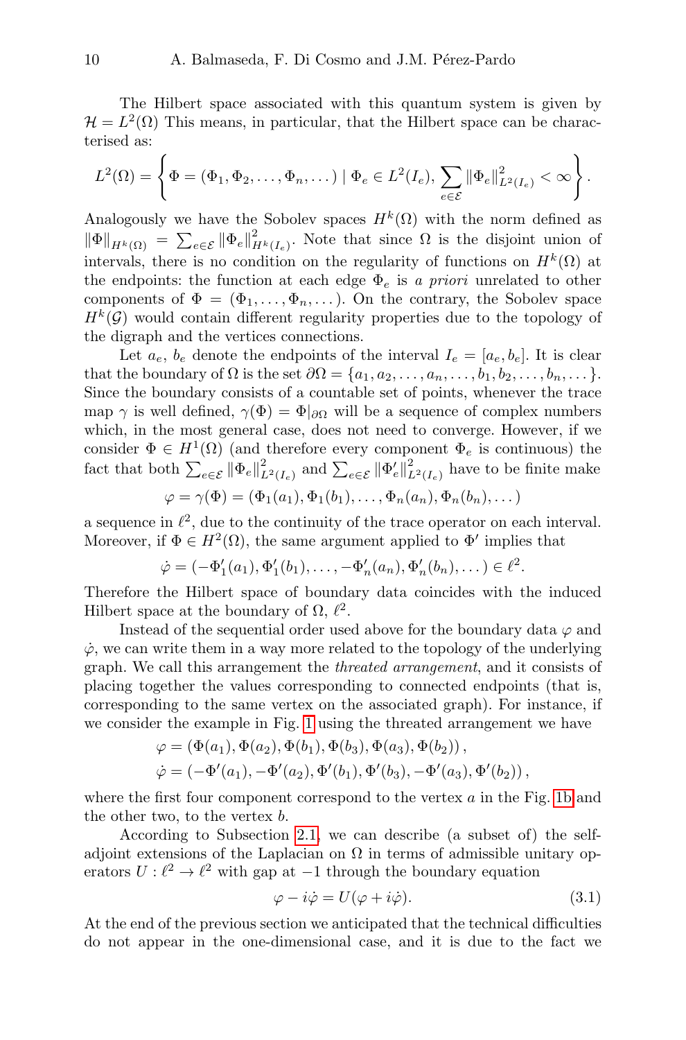The Hilbert space associated with this quantum system is given by $\mathcal{H} = L^2(\Omega)$ This means, in particular, that the Hilbert space can be characterised as:

$$L^2(\Omega) = \left\{ \Phi = (\Phi_1, \Phi_2, \dots, \Phi_n, \dots) \mid \Phi_e \in L^2(I_e), \sum_{e \in \mathcal{E}} \|\Phi_e\|^2_{L^2(I_e)} < \infty \right\}.$$

Analogously we have the Sobolev spaces $H^k(\Omega)$ with the norm defined as $\|\Phi\|_{H^k(\Omega)} = \sum_{e\in\mathcal{E}} \|\Phi_e\|^2_{H^k(I_e)}$. Note that since $\Omega$ is the disjoint union of intervals, there is no condition on the regularity of functions on $H^k(\Omega)$ at the endpoints: the function at each edge $\Phi_e$ is *a priori* unrelated to other components of $\Phi = (\Phi_1, \dots, \Phi_n, \dots)$. On the contrary, the Sobolev space $H^k(\mathcal{G})$ would contain different regularity properties due to the topology of the digraph and the vertices connections.

Let $a_e$, $b_e$ denote the endpoints of the interval $I_e = [a_e, b_e]$. It is clear that the boundary of $\Omega$ is the set $\partial\Omega = \{a_1, a_2, \dots, a_n, \dots, b_1, b_2, \dots, b_n, \dots\}$. Since the boundary consists of a countable set of points, whenever the trace map $\gamma$ is well defined, $\gamma(\Phi) = \Phi|_{\partial\Omega}$ will be a sequence of complex numbers which, in the most general case, does not need to converge. However, if we consider $\Phi \in H^1(\Omega)$ (and therefore every component $\Phi_e$ is continuous) the fact that both $\sum_{e\in\mathcal{E}} \|\Phi_e\|^2_{L^2(I_e)}$ and $\sum_{e\in\mathcal{E}} \|\Phi'_e\|^2_{L^2(I_e)}$ have to be finite make

$$\varphi = \gamma(\Phi) = (\Phi_1(a_1), \Phi_1(b_1), \dots, \Phi_n(a_n), \Phi_n(b_n), \dots)$$

a sequence in $\ell^2$, due to the continuity of the trace operator on each interval. Moreover, if $\Phi \in H^2(\Omega)$, the same argument applied to $\Phi'$ implies that

$$\dot\varphi = (-\Phi'_1(a_1), \Phi'_1(b_1), \dots, -\Phi'_n(a_n), \Phi'_n(b_n), \dots) \in \ell^2.$$

Therefore the Hilbert space of boundary data coincides with the induced Hilbert space at the boundary of $\Omega$, $\ell^2$.

Instead of the sequential order used above for the boundary data $\varphi$ and $\dot\varphi$, we can write them in a way more related to the topology of the underlying graph. We call this arrangement the *threated arrangement*, and it consists of placing together the values corresponding to connected endpoints (that is, corresponding to the same vertex on the associated graph). For instance, if we consider the example in Fig. 1 using the threated arrangement we have

$$\varphi = (\Phi(a_1), \Phi(a_2), \Phi(b_1), \Phi(b_3), \Phi(a_3), \Phi(b_2)),$$
$$\dot\varphi = (-\Phi'(a_1), -\Phi'(a_2), \Phi'(b_1), \Phi'(b_3), -\Phi'(a_3), \Phi'(b_2)),$$

where the first four component correspond to the vertex $a$ in the Fig. 1b and the other two, to the vertex $b$.

According to Subsection 2.1, we can describe (a subset of) the self-adjoint extensions of the Laplacian on $\Omega$ in terms of admissible unitary operators $U : \ell^2 \to \ell^2$ with gap at $-1$ through the boundary equation

$$\varphi - i\dot\varphi = U(\varphi + i\dot\varphi). \tag{3.1}$$

At the end of the previous section we anticipated that the technical difficulties do not appear in the one-dimensional case, and it is due to the fact we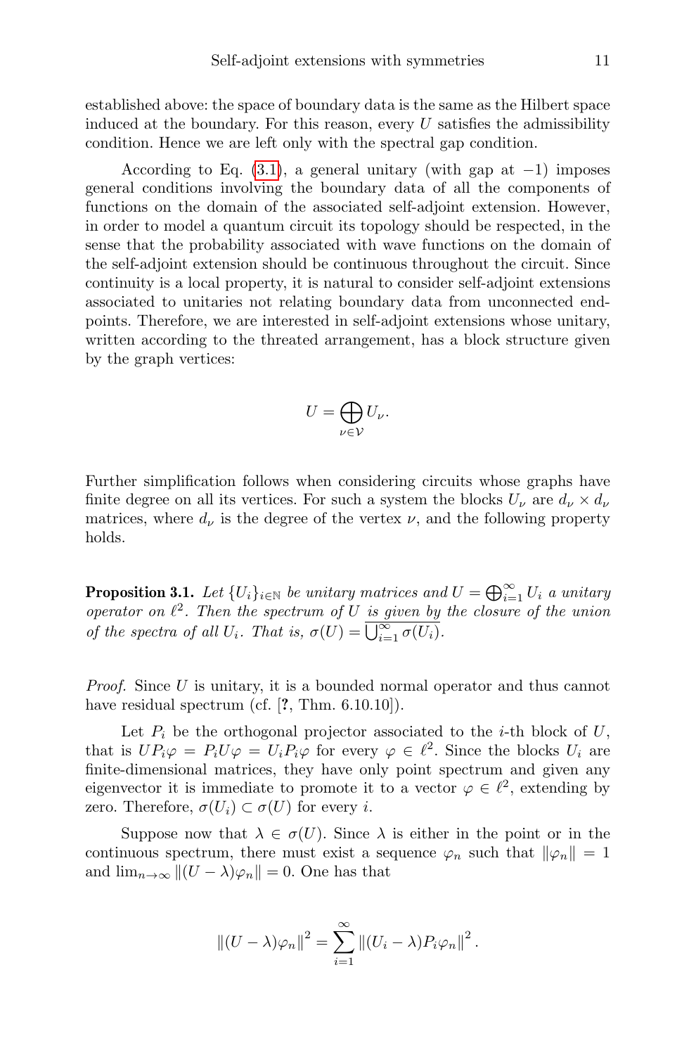established above: the space of boundary data is the same as the Hilbert space induced at the boundary. For this reason, every $U$ satisfies the admissibility condition. Hence we are left only with the spectral gap condition.

According to Eq. (3.1), a general unitary (with gap at $-1$) imposes general conditions involving the boundary data of all the components of functions on the domain of the associated self-adjoint extension. However, in order to model a quantum circuit its topology should be respected, in the sense that the probability associated with wave functions on the domain of the self-adjoint extension should be continuous throughout the circuit. Since continuity is a local property, it is natural to consider self-adjoint extensions associated to unitaries not relating boundary data from unconnected endpoints. Therefore, we are interested in self-adjoint extensions whose unitary, written according to the threated arrangement, has a block structure given by the graph vertices:

$$U = \bigoplus_{\nu \in \mathcal{V}} U_\nu.$$

Further simplification follows when considering circuits whose graphs have finite degree on all its vertices. For such a system the blocks $U_\nu$ are $d_\nu \times d_\nu$ matrices, where $d_\nu$ is the degree of the vertex $\nu$, and the following property holds.

**Proposition 3.1.** *Let $\{U_i\}_{i\in\mathbb{N}}$ be unitary matrices and $U = \bigoplus_{i=1}^{\infty} U_i$ a unitary operator on $\ell^2$. Then the spectrum of $U$ is given by the closure of the union of the spectra of all $U_i$. That is, $\sigma(U) = \overline{\bigcup_{i=1}^{\infty} \sigma(U_i)}$.*

*Proof.* Since $U$ is unitary, it is a bounded normal operator and thus cannot have residual spectrum (cf. [?, Thm. 6.10.10]).

Let $P_i$ be the orthogonal projector associated to the $i$-th block of $U$, that is $UP_i\varphi = P_iU\varphi = U_iP_i\varphi$ for every $\varphi \in \ell^2$. Since the blocks $U_i$ are finite-dimensional matrices, they have only point spectrum and given any eigenvector it is immediate to promote it to a vector $\varphi \in \ell^2$, extending by zero. Therefore, $\sigma(U_i) \subset \sigma(U)$ for every $i$.

Suppose now that $\lambda \in \sigma(U)$. Since $\lambda$ is either in the point or in the continuous spectrum, there must exist a sequence $\varphi_n$ such that $\|\varphi_n\| = 1$ and $\lim_{n\to\infty} \|(U - \lambda)\varphi_n\| = 0$. One has that

$$\|(U - \lambda)\varphi_n\|^2 = \sum_{i=1}^{\infty} \|(U_i - \lambda)P_i\varphi_n\|^2 .$$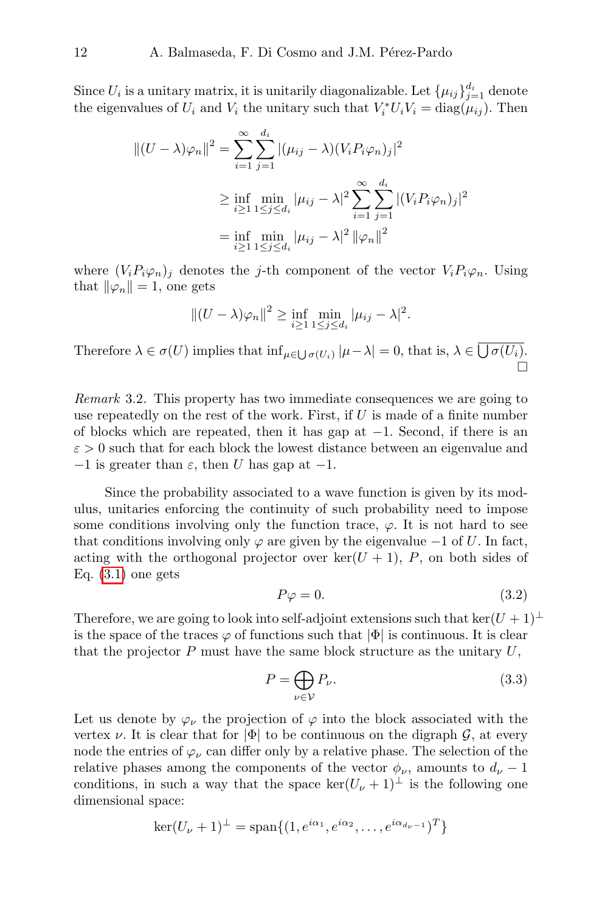Since $U_i$ is a unitary matrix, it is unitarily diagonalizable. Let $\{\mu_{ij}\}_{j=1}^{d_i}$ denote the eigenvalues of $U_i$ and $V_i$ the unitary such that $V_i^* U_i V_i = \operatorname{diag}(\mu_{ij})$. Then

$$
\begin{aligned}
\|(U-\lambda)\varphi_n\|^2 &= \sum_{i=1}^{\infty}\sum_{j=1}^{d_i} |(\mu_{ij}-\lambda)(V_i P_i \varphi_n)_j|^2 \\
&\geq \inf_{i\geq 1}\min_{1\leq j\leq d_i} |\mu_{ij}-\lambda|^2 \sum_{i=1}^{\infty}\sum_{j=1}^{d_i} |(V_i P_i\varphi_n)_j|^2 \\
&= \inf_{i\geq 1}\min_{1\leq j\leq d_i} |\mu_{ij}-\lambda|^2 \,\|\varphi_n\|^2
\end{aligned}
$$

where $(V_i P_i \varphi_n)_j$ denotes the $j$-th component of the vector $V_i P_i \varphi_n$. Using that $\|\varphi_n\| = 1$, one gets

$$
\|(U-\lambda)\varphi_n\|^2 \geq \inf_{i\geq 1}\min_{1\leq j\leq d_i} |\mu_{ij}-\lambda|^2.
$$

Therefore $\lambda \in \sigma(U)$ implies that $\inf_{\mu\in\bigcup\sigma(U_i)} |\mu-\lambda| = 0$, that is, $\lambda \in \overline{\bigcup \sigma(U_i)}$. □

*Remark* 3.2. This property has two immediate consequences we are going to use repeatedly on the rest of the work. First, if $U$ is made of a finite number of blocks which are repeated, then it has gap at $-1$. Second, if there is an $\varepsilon > 0$ such that for each block the lowest distance between an eigenvalue and $-1$ is greater than $\varepsilon$, then $U$ has gap at $-1$.

Since the probability associated to a wave function is given by its modulus, unitaries enforcing the continuity of such probability need to impose some conditions involving only the function trace, $\varphi$. It is not hard to see that conditions involving only $\varphi$ are given by the eigenvalue $-1$ of $U$. In fact, acting with the orthogonal projector over $\ker(U+1)$, $P$, on both sides of Eq. (3.1) one gets

$$
P\varphi = 0. \tag{3.2}
$$

Therefore, we are going to look into self-adjoint extensions such that $\ker(U+1)^{\perp}$ is the space of the traces $\varphi$ of functions such that $|\Phi|$ is continuous. It is clear that the projector $P$ must have the same block structure as the unitary $U$,

$$
P = \bigoplus_{\nu\in\mathcal{V}} P_\nu. \tag{3.3}
$$

Let us denote by $\varphi_\nu$ the projection of $\varphi$ into the block associated with the vertex $\nu$. It is clear that for $|\Phi|$ to be continuous on the digraph $\mathcal{G}$, at every node the entries of $\varphi_\nu$ can differ only by a relative phase. The selection of the relative phases among the components of the vector $\phi_\nu$, amounts to $d_\nu - 1$ conditions, in such a way that the space $\ker(U_\nu+1)^{\perp}$ is the following one dimensional space:

$$
\ker(U_\nu+1)^{\perp} = \operatorname{span}\{(1, e^{i\alpha_1}, e^{i\alpha_2}, \dots, e^{i\alpha_{d_\nu-1}})^T\}
$$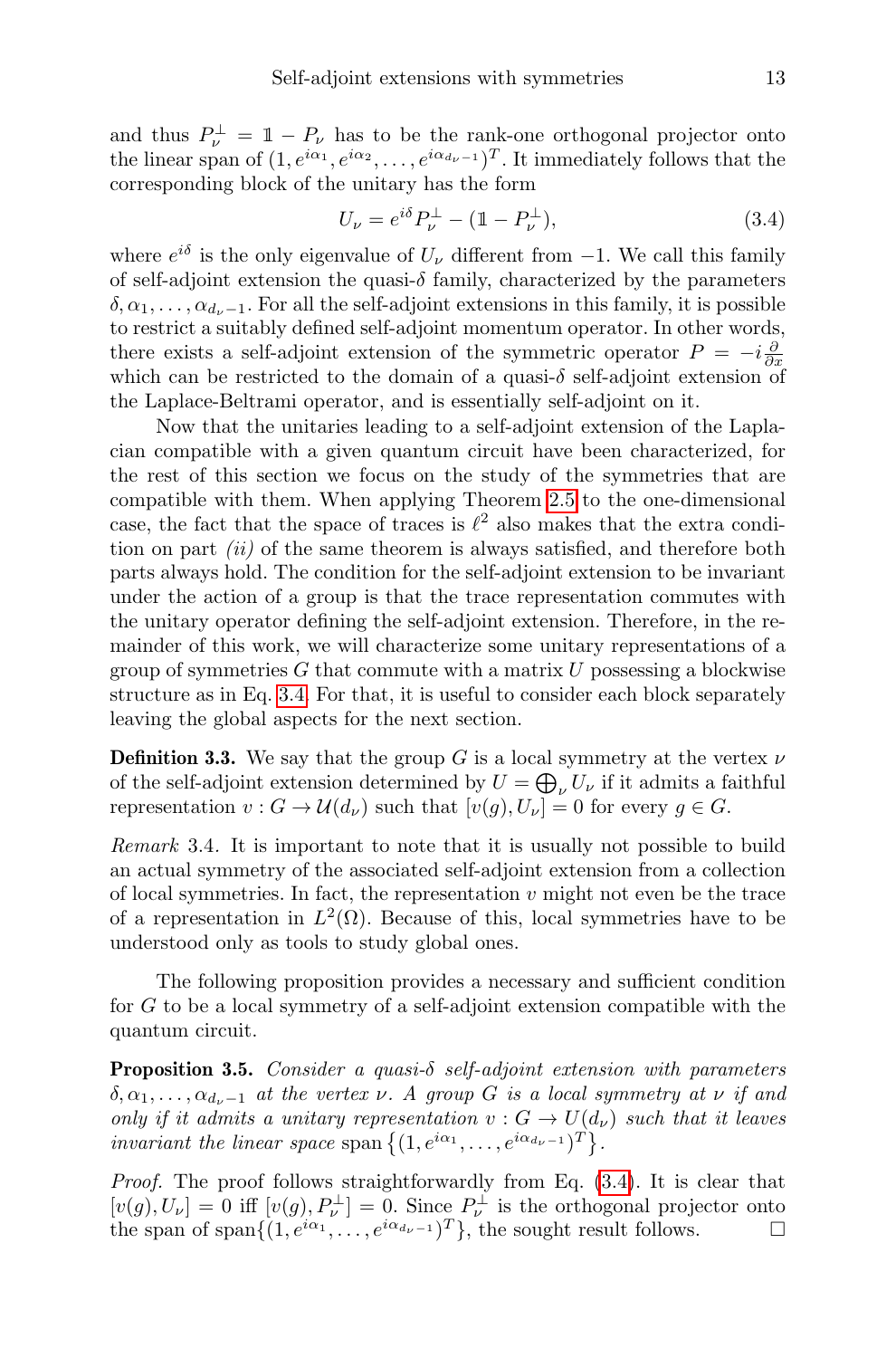and thus $P_\nu^\perp = \mathbb{1} - P_\nu$ has to be the rank-one orthogonal projector onto the linear span of $(1, e^{i\alpha_1}, e^{i\alpha_2}, \ldots, e^{i\alpha_{d_\nu - 1}})^T$. It immediately follows that the corresponding block of the unitary has the form

$$U_\nu = e^{i\delta} P_\nu^\perp - (\mathbb{1} - P_\nu^\perp), \tag{3.4}$$

where $e^{i\delta}$ is the only eigenvalue of $U_\nu$ different from $-1$. We call this family of self-adjoint extension the quasi-$\delta$ family, characterized by the parameters $\delta, \alpha_1, \ldots, \alpha_{d_\nu - 1}$. For all the self-adjoint extensions in this family, it is possible to restrict a suitably defined self-adjoint momentum operator. In other words, there exists a self-adjoint extension of the symmetric operator $P = -i\frac{\partial}{\partial x}$ which can be restricted to the domain of a quasi-$\delta$ self-adjoint extension of the Laplace-Beltrami operator, and is essentially self-adjoint on it.

Now that the unitaries leading to a self-adjoint extension of the Laplacian compatible with a given quantum circuit have been characterized, for the rest of this section we focus on the study of the symmetries that are compatible with them. When applying Theorem 2.5 to the one-dimensional case, the fact that the space of traces is $\ell^2$ also makes that the extra condition on part *(ii)* of the same theorem is always satisfied, and therefore both parts always hold. The condition for the self-adjoint extension to be invariant under the action of a group is that the trace representation commutes with the unitary operator defining the self-adjoint extension. Therefore, in the remainder of this work, we will characterize some unitary representations of a group of symmetries $G$ that commute with a matrix $U$ possessing a blockwise structure as in Eq. 3.4. For that, it is useful to consider each block separately leaving the global aspects for the next section.

**Definition 3.3.** We say that the group $G$ is a local symmetry at the vertex $\nu$ of the self-adjoint extension determined by $U = \bigoplus_\nu U_\nu$ if it admits a faithful representation $v : G \to \mathcal{U}(d_\nu)$ such that $[v(g), U_\nu] = 0$ for every $g \in G$.

*Remark* 3.4. It is important to note that it is usually not possible to build an actual symmetry of the associated self-adjoint extension from a collection of local symmetries. In fact, the representation $v$ might not even be the trace of a representation in $L^2(\Omega)$. Because of this, local symmetries have to be understood only as tools to study global ones.

The following proposition provides a necessary and sufficient condition for $G$ to be a local symmetry of a self-adjoint extension compatible with the quantum circuit.

**Proposition 3.5.** *Consider a quasi-$\delta$ self-adjoint extension with parameters $\delta, \alpha_1, \ldots, \alpha_{d_\nu - 1}$ at the vertex $\nu$. A group $G$ is a local symmetry at $\nu$ if and only if it admits a unitary representation $v : G \to U(d_\nu)$ such that it leaves invariant the linear space* $\operatorname{span}\left\{(1, e^{i\alpha_1}, \ldots, e^{i\alpha_{d_\nu - 1}})^T\right\}$.

*Proof.* The proof follows straightforwardly from Eq. (3.4). It is clear that $[v(g), U_\nu] = 0$ iff $[v(g), P_\nu^\perp] = 0$. Since $P_\nu^\perp$ is the orthogonal projector onto the span of $\operatorname{span}\{(1, e^{i\alpha_1}, \ldots, e^{i\alpha_{d_\nu - 1}})^T\}$, the sought result follows. □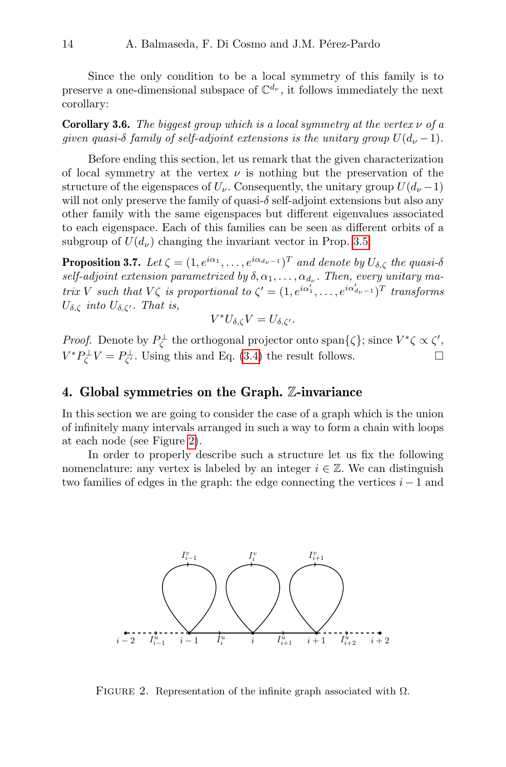Since the only condition to be a local symmetry of this family is to preserve a one-dimensional subspace of $\mathbb{C}^{d_\nu}$, it follows immediately the next corollary:

**Corollary 3.6.** *The biggest group which is a local symmetry at the vertex $\nu$ of a given quasi-$\delta$ family of self-adjoint extensions is the unitary group $U(d_\nu - 1)$.*

Before ending this section, let us remark that the given characterization of local symmetry at the vertex $\nu$ is nothing but the preservation of the structure of the eigenspaces of $U_\nu$. Consequently, the unitary group $U(d_\nu - 1)$ will not only preserve the family of quasi-$\delta$ self-adjoint extensions but also any other family with the same eigenspaces but different eigenvalues associated to each eigenspace. Each of this families can be seen as different orbits of a subgroup of $U(d_\nu)$ changing the invariant vector in Prop. 3.5.

**Proposition 3.7.** *Let $\zeta = (1, e^{i\alpha_1}, \dots, e^{i\alpha_{d_\nu - 1}})^T$ and denote by $U_{\delta,\zeta}$ the quasi-$\delta$ self-adjoint extension parametrized by $\delta, \alpha_1, \dots, \alpha_{d_\nu}$. Then, every unitary matrix $V$ such that $V\zeta$ is proportional to $\zeta' = (1, e^{i\alpha_1'}, \dots, e^{i\alpha_{d_\nu - 1}'})^T$ transforms $U_{\delta,\zeta}$ into $U_{\delta,\zeta'}$. That is,*

$$V^* U_{\delta,\zeta} V = U_{\delta,\zeta'}.$$

*Proof.* Denote by $P_\zeta^\perp$ the orthogonal projector onto span$\{\zeta\}$; since $V^*\zeta \propto \zeta'$, $V^* P_\zeta^\perp V = P_{\zeta'}^\perp$. Using this and Eq. (3.4) the result follows. □

## 4. Global symmetries on the Graph. $\mathbb{Z}$-invariance

In this section we are going to consider the case of a graph which is the union of infinitely many intervals arranged in such a way to form a chain with loops at each node (see Figure 2).

In order to properly describe such a structure let us fix the following nomenclature: any vertex is labeled by an integer $i \in \mathbb{Z}$. We can distinguish two families of edges in the graph: the edge connecting the vertices $i-1$ and

Figure 2. Representation of the infinite graph associated with $\Omega$.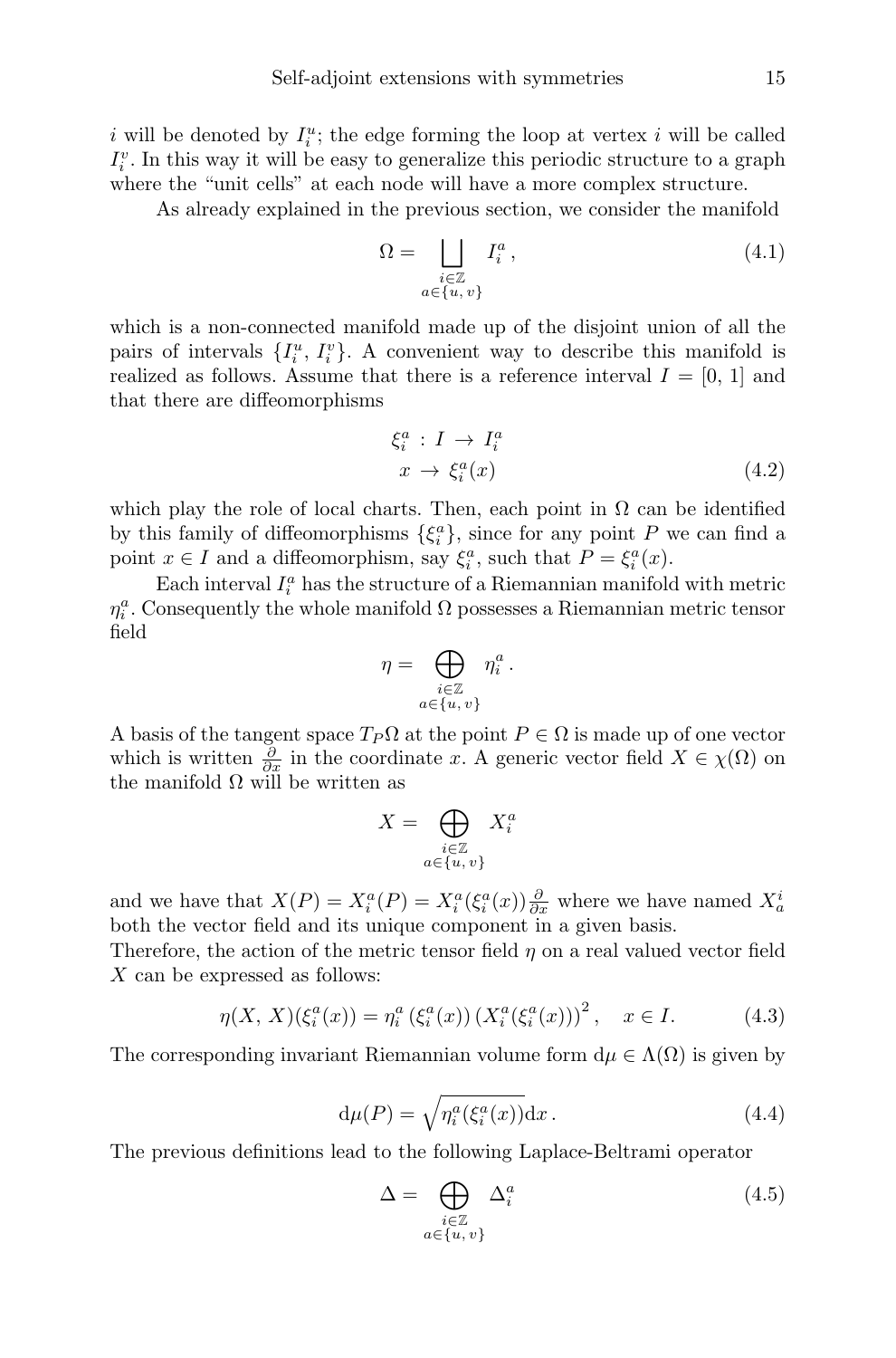$i$ will be denoted by $I_i^u$; the edge forming the loop at vertex $i$ will be called $I_i^v$. In this way it will be easy to generalize this periodic structure to a graph where the "unit cells" at each node will have a more complex structure.

As already explained in the previous section, we consider the manifold

$$\Omega = \bigsqcup_{\substack{i\in\mathbb{Z} \\ a\in\{u,\,v\}}} I_i^a\,, \tag{4.1}$$

which is a non-connected manifold made up of the disjoint union of all the pairs of intervals $\{I_i^u,\, I_i^v\}$. A convenient way to describe this manifold is realized as follows. Assume that there is a reference interval $I = [0,\, 1]$ and that there are diffeomorphisms

$$\begin{aligned} \xi_i^a \,:\, I &\to I_i^a \\ x &\to \xi_i^a(x) \end{aligned} \tag{4.2}$$

which play the role of local charts. Then, each point in $\Omega$ can be identified by this family of diffeomorphisms $\{\xi_i^a\}$, since for any point $P$ we can find a point $x \in I$ and a diffeomorphism, say $\xi_i^a$, such that $P = \xi_i^a(x)$.

Each interval $I_i^a$ has the structure of a Riemannian manifold with metric $\eta_i^a$. Consequently the whole manifold $\Omega$ possesses a Riemannian metric tensor field

$$\eta = \bigoplus_{\substack{i\in\mathbb{Z} \\ a\in\{u,\,v\}}} \eta_i^a\,.$$

A basis of the tangent space $T_P\Omega$ at the point $P \in \Omega$ is made up of one vector which is written $\frac{\partial}{\partial x}$ in the coordinate $x$. A generic vector field $X \in \chi(\Omega)$ on the manifold $\Omega$ will be written as

$$X = \bigoplus_{\substack{i\in\mathbb{Z} \\ a\in\{u,\,v\}}} X_i^a$$

and we have that $X(P) = X_i^a(P) = X_i^a(\xi_i^a(x))\frac{\partial}{\partial x}$ where we have named $X_a^i$ both the vector field and its unique component in a given basis.
Therefore, the action of the metric tensor field $\eta$ on a real valued vector field $X$ can be expressed as follows:

$$\eta(X,\, X)(\xi_i^a(x)) = \eta_i^a\left(\xi_i^a(x)\right)\left(X_i^a(\xi_i^a(x))\right)^2, \quad x \in I. \tag{4.3}$$

The corresponding invariant Riemannian volume form $\mathrm{d}\mu \in \Lambda(\Omega)$ is given by

$$\mathrm{d}\mu(P) = \sqrt{\eta_i^a(\xi_i^a(x))}\mathrm{d}x\,. \tag{4.4}$$

The previous definitions lead to the following Laplace-Beltrami operator

$$\Delta = \bigoplus_{\substack{i\in\mathbb{Z} \\ a\in\{u,\,v\}}} \Delta_i^a \tag{4.5}$$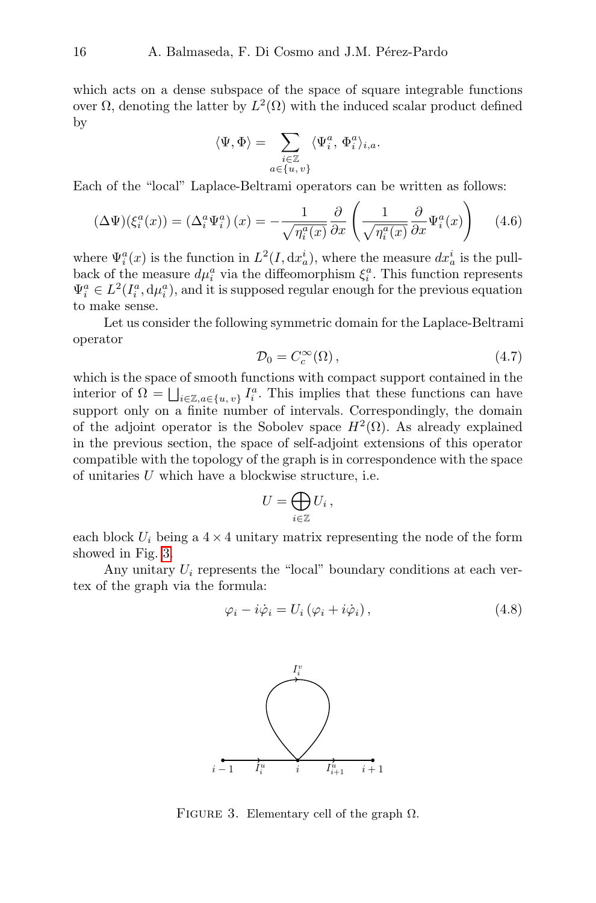which acts on a dense subspace of the space of square integrable functions over $\Omega$, denoting the latter by $L^2(\Omega)$ with the induced scalar product defined by

$$\langle \Psi, \Phi \rangle = \sum_{\substack{i \in \mathbb{Z} \\ a \in \{u,\, v\}}} \langle \Psi_i^a,\, \Phi_i^a \rangle_{i,a}.$$

Each of the "local" Laplace-Beltrami operators can be written as follows:

$$(\Delta \Psi)(\xi_i^a(x)) = \left(\Delta_i^a \Psi_i^a\right)(x) = -\frac{1}{\sqrt{\eta_i^a(x)}} \frac{\partial}{\partial x} \left( \frac{1}{\sqrt{\eta_i^a(x)}} \frac{\partial}{\partial x} \Psi_i^a(x) \right) \tag{4.6}$$

where $\Psi_i^a(x)$ is the function in $L^2(I, \mathrm{d}x_a^i)$, where the measure $dx_a^i$ is the pull-back of the measure $d\mu_i^a$ via the diffeomorphism $\xi_i^a$. This function represents $\Psi_i^a \in L^2(I_i^a, \mathrm{d}\mu_i^a)$, and it is supposed regular enough for the previous equation to make sense.

Let us consider the following symmetric domain for the Laplace-Beltrami operator

$$\mathcal{D}_0 = C_c^\infty(\Omega)\,, \tag{4.7}$$

which is the space of smooth functions with compact support contained in the interior of $\Omega = \bigsqcup_{i \in \mathbb{Z}, a \in \{u,\, v\}} I_i^a$. This implies that these functions can have support only on a finite number of intervals. Correspondingly, the domain of the adjoint operator is the Sobolev space $H^2(\Omega)$. As already explained in the previous section, the space of self-adjoint extensions of this operator compatible with the topology of the graph is in correspondence with the space of unitaries $U$ which have a blockwise structure, i.e.

$$U = \bigoplus_{i \in \mathbb{Z}} U_i\,,$$

each block $U_i$ being a $4 \times 4$ unitary matrix representing the node of the form showed in Fig. 3.

Any unitary $U_i$ represents the "local" boundary conditions at each vertex of the graph via the formula:

$$\varphi_i - i\dot{\varphi}_i = U_i\left(\varphi_i + i\dot{\varphi}_i\right), \tag{4.8}$$

Figure 3. Elementary cell of the graph $\Omega$.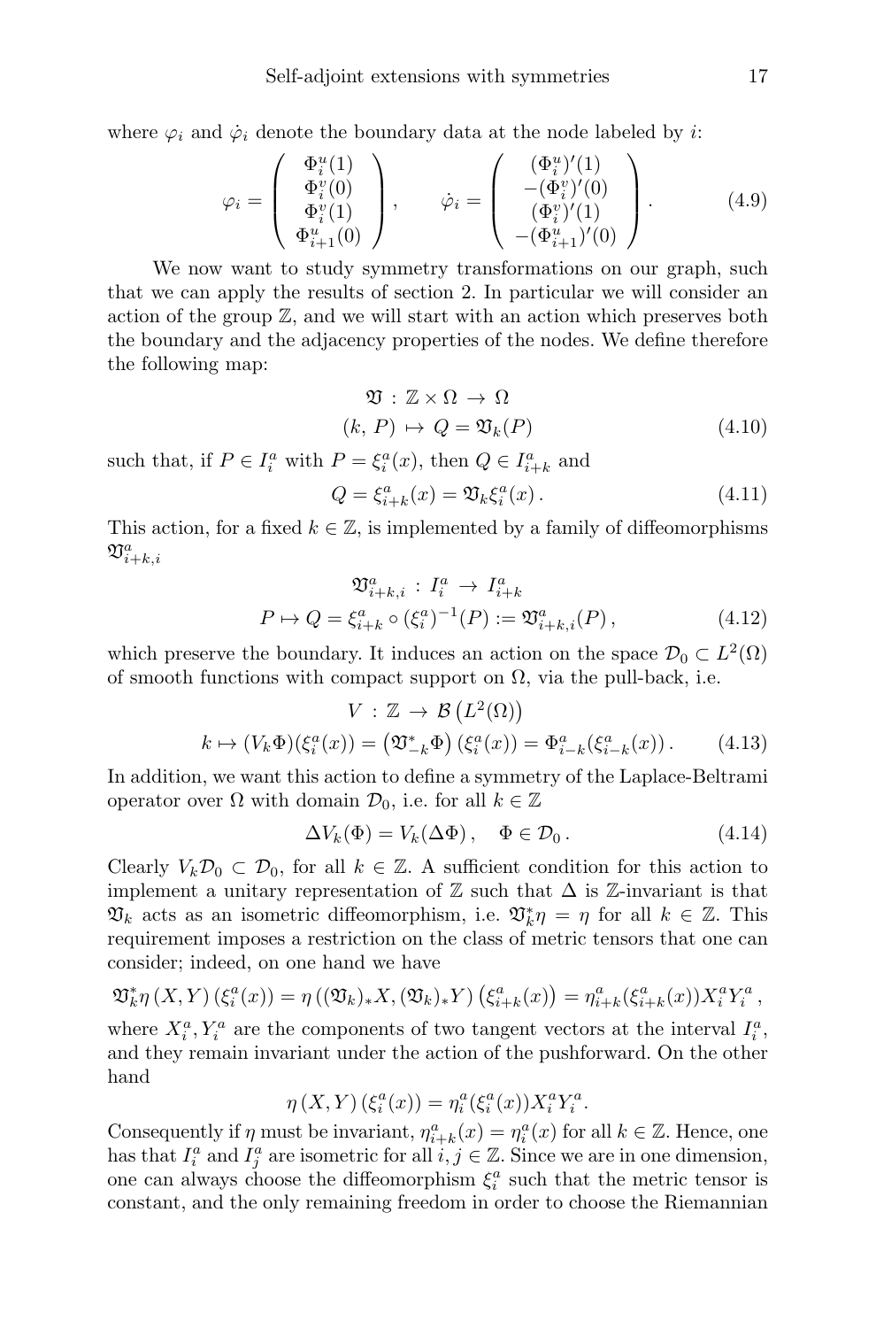where $\varphi_i$ and $\dot{\varphi}_i$ denote the boundary data at the node labeled by $i$:

$$
\varphi_i = \begin{pmatrix} \Phi_i^u(1) \\ \Phi_i^v(0) \\ \Phi_i^v(1) \\ \Phi_{i+1}^u(0) \end{pmatrix}, \qquad \dot{\varphi}_i = \begin{pmatrix} (\Phi_i^u)'(1) \\ -(\Phi_i^v)'(0) \\ (\Phi_i^v)'(1) \\ -(\Phi_{i+1}^u)'(0) \end{pmatrix}. \tag{4.9}
$$

We now want to study symmetry transformations on our graph, such that we can apply the results of section 2. In particular we will consider an action of the group $\mathbb{Z}$, and we will start with an action which preserves both the boundary and the adjacency properties of the nodes. We define therefore the following map:

$$
\begin{aligned}
\mathfrak{V} \,:\, \mathbb{Z} \times \Omega \,&\to\, \Omega \\
(k,\, P) \,&\mapsto\, Q = \mathfrak{V}_k(P)
\end{aligned} \tag{4.10}
$$

such that, if $P \in I_i^a$ with $P = \xi_i^a(x)$, then $Q \in I_{i+k}^a$ and

$$
Q = \xi_{i+k}^a(x) = \mathfrak{V}_k \xi_i^a(x)\,. \tag{4.11}
$$

This action, for a fixed $k \in \mathbb{Z}$, is implemented by a family of diffeomorphisms $\mathfrak{V}_{i+k,i}^a$

$$
\begin{aligned}
\mathfrak{V}_{i+k,i}^a \,:\, I_i^a \,&\to\, I_{i+k}^a \\
P \mapsto Q = \xi_{i+k}^a \circ (\xi_i^a)^{-1}(P) &:= \mathfrak{V}_{i+k,i}^a(P)\,,
\end{aligned} \tag{4.12}
$$

which preserve the boundary. It induces an action on the space $\mathcal{D}_0 \subset L^2(\Omega)$ of smooth functions with compact support on $\Omega$, via the pull-back, i.e.

$$
\begin{aligned}
V \,:\, \mathbb{Z} \,&\to\, \mathcal{B}\left(L^2(\Omega)\right) \\
k \mapsto (V_k\Phi)(\xi_i^a(x)) &= \left(\mathfrak{V}_{-k}^*\Phi\right)(\xi_i^a(x)) = \Phi_{i-k}^a(\xi_{i-k}^a(x))\,.
\end{aligned} \tag{4.13}
$$

In addition, we want this action to define a symmetry of the Laplace-Beltrami operator over $\Omega$ with domain $\mathcal{D}_0$, i.e. for all $k \in \mathbb{Z}$

$$
\Delta V_k(\Phi) = V_k(\Delta\Phi)\,, \quad \Phi \in \mathcal{D}_0\,. \tag{4.14}
$$

Clearly $V_k\mathcal{D}_0 \subset \mathcal{D}_0$, for all $k \in \mathbb{Z}$. A sufficient condition for this action to implement a unitary representation of $\mathbb{Z}$ such that $\Delta$ is $\mathbb{Z}$-invariant is that $\mathfrak{V}_k$ acts as an isometric diffeomorphism, i.e. $\mathfrak{V}_k^*\eta = \eta$ for all $k \in \mathbb{Z}$. This requirement imposes a restriction on the class of metric tensors that one can consider; indeed, on one hand we have

$$
\mathfrak{V}_k^*\eta\,(X,Y)\,(\xi_i^a(x)) = \eta\,((\mathfrak{V}_k)_*X, (\mathfrak{V}_k)_*Y)\left(\xi_{i+k}^a(x)\right) = \eta_{i+k}^a(\xi_{i+k}^a(x))X_i^aY_i^a\,,
$$

where $X_i^a, Y_i^a$ are the components of two tangent vectors at the interval $I_i^a$, and they remain invariant under the action of the pushforward. On the other hand

$$
\eta\,(X,Y)\,(\xi_i^a(x)) = \eta_i^a(\xi_i^a(x))X_i^aY_i^a.
$$

Consequently if $\eta$ must be invariant, $\eta_{i+k}^a(x) = \eta_i^a(x)$ for all $k \in \mathbb{Z}$. Hence, one has that $I_i^a$ and $I_j^a$ are isometric for all $i, j \in \mathbb{Z}$. Since we are in one dimension, one can always choose the diffeomorphism $\xi_i^a$ such that the metric tensor is constant, and the only remaining freedom in order to choose the Riemannian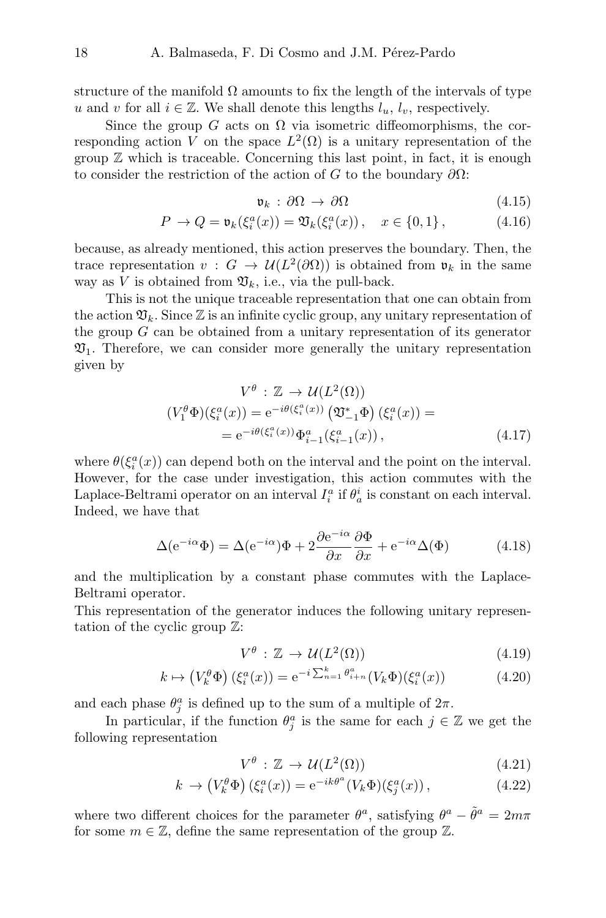structure of the manifold $\Omega$ amounts to fix the length of the intervals of type $u$ and $v$ for all $i \in \mathbb{Z}$. We shall denote this lengths $l_u$, $l_v$, respectively.

Since the group $G$ acts on $\Omega$ via isometric diffeomorphisms, the corresponding action $V$ on the space $L^2(\Omega)$ is a unitary representation of the group $\mathbb{Z}$ which is traceable. Concerning this last point, in fact, it is enough to consider the restriction of the action of $G$ to the boundary $\partial\Omega$:

$$\mathfrak{v}_k \,:\, \partial\Omega \,\to\, \partial\Omega \tag{4.15}$$

$$P \,\to Q = \mathfrak{v}_k(\xi_i^a(x)) = \mathfrak{V}_k(\xi_i^a(x))\,, \quad x \in \{0,1\}\,, \tag{4.16}$$

because, as already mentioned, this action preserves the boundary. Then, the trace representation $v \,:\, G \,\to\, \mathcal{U}(L^2(\partial\Omega))$ is obtained from $\mathfrak{v}_k$ in the same way as $V$ is obtained from $\mathfrak{V}_k$, i.e., via the pull-back.

This is not the unique traceable representation that one can obtain from the action $\mathfrak{V}_k$. Since $\mathbb{Z}$ is an infinite cyclic group, any unitary representation of the group $G$ can be obtained from a unitary representation of its generator $\mathfrak{V}_1$. Therefore, we can consider more generally the unitary representation given by

$$\begin{aligned} V^\theta \,:\, \mathbb{Z} \,\to\, \mathcal{U}(L^2(\Omega)) \\ (V_1^\theta\Phi)(\xi_i^a(x)) = \mathrm{e}^{-i\theta(\xi_i^a(x))}\left(\mathfrak{V}_{-1}^*\Phi\right)(\xi_i^a(x)) = \\ = \mathrm{e}^{-i\theta(\xi_i^a(x))}\Phi_{i-1}^a(\xi_{i-1}^a(x))\,, \end{aligned} \tag{4.17}$$

where $\theta(\xi_i^a(x))$ can depend both on the interval and the point on the interval. However, for the case under investigation, this action commutes with the Laplace-Beltrami operator on an interval $I_i^a$ if $\theta_a^i$ is constant on each interval. Indeed, we have that

$$\Delta(\mathrm{e}^{-i\alpha}\Phi) = \Delta(\mathrm{e}^{-i\alpha})\Phi + 2\frac{\partial \mathrm{e}^{-i\alpha}}{\partial x}\frac{\partial\Phi}{\partial x} + \mathrm{e}^{-i\alpha}\Delta(\Phi) \tag{4.18}$$

and the multiplication by a constant phase commutes with the Laplace-Beltrami operator.

This representation of the generator induces the following unitary representation of the cyclic group $\mathbb{Z}$:

$$V^\theta \,:\, \mathbb{Z} \,\to\, \mathcal{U}(L^2(\Omega)) \tag{4.19}$$

$$k \mapsto \left(V_k^\theta\Phi\right)(\xi_i^a(x)) = \mathrm{e}^{-i\sum_{n=1}^k \theta_{i+n}^a}(V_k\Phi)(\xi_i^a(x)) \tag{4.20}$$

and each phase $\theta_j^a$ is defined up to the sum of a multiple of $2\pi$.

In particular, if the function $\theta_j^a$ is the same for each $j \in \mathbb{Z}$ we get the following representation

$$V^\theta \,:\, \mathbb{Z} \,\to\, \mathcal{U}(L^2(\Omega)) \tag{4.21}$$

$$k \,\to \left(V_k^\theta\Phi\right)(\xi_i^a(x)) = \mathrm{e}^{-ik\theta^a}(V_k\Phi)(\xi_j^a(x))\,, \tag{4.22}$$

where two different choices for the parameter $\theta^a$, satisfying $\theta^a - \tilde{\theta}^a = 2m\pi$ for some $m \in \mathbb{Z}$, define the same representation of the group $\mathbb{Z}$.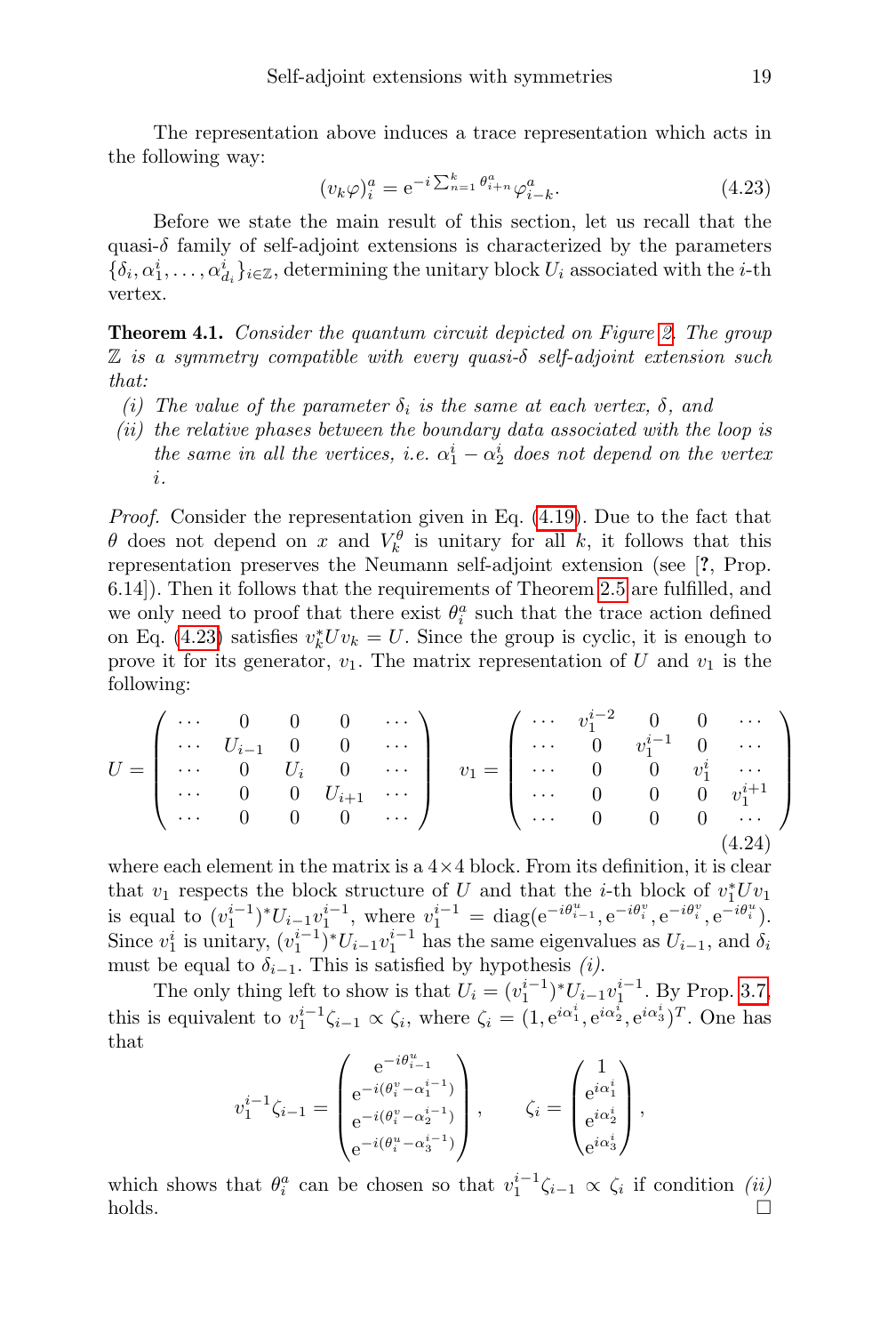The representation above induces a trace representation which acts in the following way:

$$(v_k \varphi)_i^a = \mathrm{e}^{-i \sum_{n=1}^{k} \theta_{i+n}^a} \varphi_{i-k}^a. \tag{4.23}$$

Before we state the main result of this section, let us recall that the quasi-$\delta$ family of self-adjoint extensions is characterized by the parameters $\{\delta_i, \alpha_1^i, \ldots, \alpha_{d_i}^i\}_{i\in\mathbb{Z}}$, determining the unitary block $U_i$ associated with the $i$-th vertex.

**Theorem 4.1.** *Consider the quantum circuit depicted on Figure 2. The group $\mathbb{Z}$ is a symmetry compatible with every quasi-$\delta$ self-adjoint extension such that:*

*(i) The value of the parameter $\delta_i$ is the same at each vertex, $\delta$, and*

*(ii) the relative phases between the boundary data associated with the loop is the same in all the vertices, i.e. $\alpha_1^i - \alpha_2^i$ does not depend on the vertex $i$.*

*Proof.* Consider the representation given in Eq. (4.19). Due to the fact that $\theta$ does not depend on $x$ and $V_k^\theta$ is unitary for all $k$, it follows that this representation preserves the Neumann self-adjoint extension (see [**?**, Prop. 6.14]). Then it follows that the requirements of Theorem 2.5 are fulfilled, and we only need to proof that there exist $\theta_i^a$ such that the trace action defined on Eq. (4.23) satisfies $v_k^* U v_k = U$. Since the group is cyclic, it is enough to prove it for its generator, $v_1$. The matrix representation of $U$ and $v_1$ is the following:

$$U = \begin{pmatrix} \cdots & 0 & 0 & 0 & \cdots \\ \cdots & U_{i-1} & 0 & 0 & \cdots \\ \cdots & 0 & U_i & 0 & \cdots \\ \cdots & 0 & 0 & U_{i+1} & \cdots \\ \cdots & 0 & 0 & 0 & \cdots \end{pmatrix} \quad v_1 = \begin{pmatrix} \cdots & v_1^{i-2} & 0 & 0 & \cdots \\ \cdots & 0 & v_1^{i-1} & 0 & \cdots \\ \cdots & 0 & 0 & v_1^{i} & \cdots \\ \cdots & 0 & 0 & 0 & v_1^{i+1} \\ \cdots & 0 & 0 & 0 & \cdots \end{pmatrix} \tag{4.24}$$

where each element in the matrix is a $4\times 4$ block. From its definition, it is clear that $v_1$ respects the block structure of $U$ and that the $i$-th block of $v_1^* U v_1$ is equal to $(v_1^{i-1})^* U_{i-1} v_1^{i-1}$, where $v_1^{i-1} = \mathrm{diag}(\mathrm{e}^{-i\theta_{i-1}^u}, \mathrm{e}^{-i\theta_i^v}, \mathrm{e}^{-i\theta_i^v}, \mathrm{e}^{-i\theta_i^u})$. Since $v_1^i$ is unitary, $(v_1^{i-1})^* U_{i-1} v_1^{i-1}$ has the same eigenvalues as $U_{i-1}$, and $\delta_i$ must be equal to $\delta_{i-1}$. This is satisfied by hypothesis *(i)*.

The only thing left to show is that $U_i = (v_1^{i-1})^* U_{i-1} v_1^{i-1}$. By Prop. 3.7, this is equivalent to $v_1^{i-1}\zeta_{i-1} \propto \zeta_i$, where $\zeta_i = (1, \mathrm{e}^{i\alpha_1^i}, \mathrm{e}^{i\alpha_2^i}, \mathrm{e}^{i\alpha_3^i})^T$. One has that

$$v_1^{i-1}\zeta_{i-1} = \begin{pmatrix} \mathrm{e}^{-i\theta_{i-1}^u} \\ \mathrm{e}^{-i(\theta_i^v - \alpha_1^{i-1})} \\ \mathrm{e}^{-i(\theta_i^v - \alpha_2^{i-1})} \\ \mathrm{e}^{-i(\theta_i^u - \alpha_3^{i-1})} \end{pmatrix}, \qquad \zeta_i = \begin{pmatrix} 1 \\ \mathrm{e}^{i\alpha_1^i} \\ \mathrm{e}^{i\alpha_2^i} \\ \mathrm{e}^{i\alpha_3^i} \end{pmatrix},$$

which shows that $\theta_i^a$ can be chosen so that $v_1^{i-1}\zeta_{i-1} \propto \zeta_i$ if condition *(ii)* holds. $\square$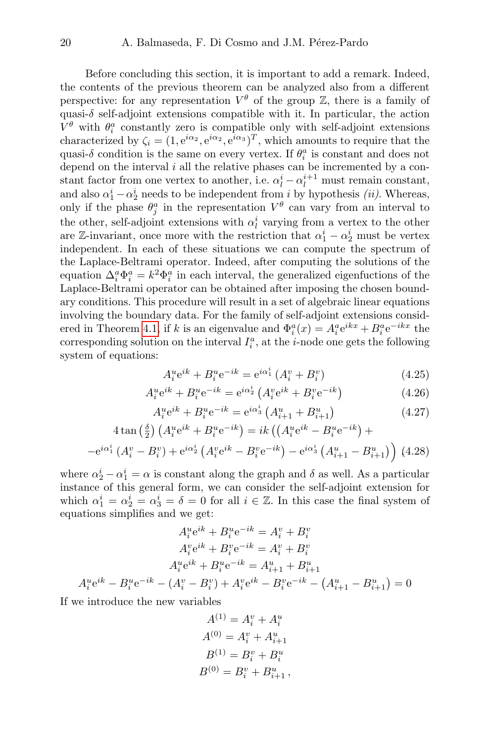Before concluding this section, it is important to add a remark. Indeed, the contents of the previous theorem can be analyzed also from a different perspective: for any representation $V^\theta$ of the group $\mathbb{Z}$, there is a family of quasi-$\delta$ self-adjoint extensions compatible with it. In particular, the action $V^\theta$ with $\theta_i^a$ constantly zero is compatible only with self-adjoint extensions characterized by $\zeta_i = (1, \mathrm{e}^{i\alpha_2}, \mathrm{e}^{i\alpha_2}, \mathrm{e}^{i\alpha_3})^T$, which amounts to require that the quasi-$\delta$ condition is the same on every vertex. If $\theta_i^a$ is constant and does not depend on the interval $i$ all the relative phases can be incremented by a constant factor from one vertex to another, i.e. $\alpha_l^i - \alpha_l^{i+1}$ must remain constant, and also $\alpha_1^i - \alpha_2^i$ needs to be independent from $i$ by hypothesis *(ii)*. Whereas, only if the phase $\theta_j^a$ in the representation $V^\theta$ can vary from an interval to the other, self-adjoint extensions with $\alpha_l^i$ varying from a vertex to the other are $\mathbb{Z}$-invariant, once more with the restriction that $\alpha_1^i - \alpha_2^i$ must be vertex independent. In each of these situations we can compute the spectrum of the Laplace-Beltrami operator. Indeed, after computing the solutions of the equation $\Delta_i^a \Phi_i^a = k^2 \Phi_i^a$ in each interval, the generalized eigenfuctions of the Laplace-Beltrami operator can be obtained after imposing the chosen boundary conditions. This procedure will result in a set of algebraic linear equations involving the boundary data. For the family of self-adjoint extensions considered in Theorem 4.1, if $k$ is an eigenvalue and $\Phi_i^a(x) = A_i^a \mathrm{e}^{ikx} + B_i^a \mathrm{e}^{-ikx}$ the corresponding solution on the interval $I_i^a$, at the $i$-node one gets the following system of equations:

$$A_i^u \mathrm{e}^{ik} + B_i^u \mathrm{e}^{-ik} = \mathrm{e}^{i\alpha_1^i}\left(A_i^v + B_i^v\right) \tag{4.25}$$

$$A_i^u \mathrm{e}^{ik} + B_i^u \mathrm{e}^{-ik} = \mathrm{e}^{i\alpha_2^i}\left(A_i^v \mathrm{e}^{ik} + B_i^v \mathrm{e}^{-ik}\right) \tag{4.26}$$

$$A_i^u \mathrm{e}^{ik} + B_i^u \mathrm{e}^{-ik} = \mathrm{e}^{i\alpha_3^i}\left(A_{i+1}^u + B_{i+1}^u\right) \tag{4.27}$$

$$\begin{aligned} 4\tan\left(\tfrac{\delta}{2}\right)\left(A_i^u \mathrm{e}^{ik} + B_i^u \mathrm{e}^{-ik}\right) &= ik\Big(\left(A_i^u \mathrm{e}^{ik} - B_i^u \mathrm{e}^{-ik}\right) + \\ -\mathrm{e}^{i\alpha_1^i}\left(A_i^v - B_i^v\right) + \mathrm{e}^{i\alpha_2^i}&\left(A_i^v \mathrm{e}^{ik} - B_i^v \mathrm{e}^{-ik}\right) - \mathrm{e}^{i\alpha_3^i}\left(A_{i+1}^u - B_{i+1}^u\right)\Big) \end{aligned} \tag{4.28}$$

where $\alpha_2^i - \alpha_1^i = \alpha$ is constant along the graph and $\delta$ as well. As a particular instance of this general form, we can consider the self-adjoint extension for which $\alpha_1^i = \alpha_2^i = \alpha_3^i = \delta = 0$ for all $i \in \mathbb{Z}$. In this case the final system of equations simplifies and we get:

$$A_i^u \mathrm{e}^{ik} + B_i^u \mathrm{e}^{-ik} = A_i^v + B_i^v$$

$$A_i^v \mathrm{e}^{ik} + B_i^v \mathrm{e}^{-ik} = A_i^v + B_i^v$$

$$A_i^u \mathrm{e}^{ik} + B_i^u \mathrm{e}^{-ik} = A_{i+1}^u + B_{i+1}^u$$

$$A_i^u \mathrm{e}^{ik} - B_i^u \mathrm{e}^{-ik} - \left(A_i^v - B_i^v\right) + A_i^v \mathrm{e}^{ik} - B_i^v \mathrm{e}^{-ik} - \left(A_{i+1}^u - B_{i+1}^u\right) = 0$$

If we introduce the new variables

$$A^{(1)} = A_i^v + A_i^u$$

$$A^{(0)} = A_i^v + A_{i+1}^u$$

$$B^{(1)} = B_i^v + B_i^u$$

$$B^{(0)} = B_i^v + B_{i+1}^u\,,$$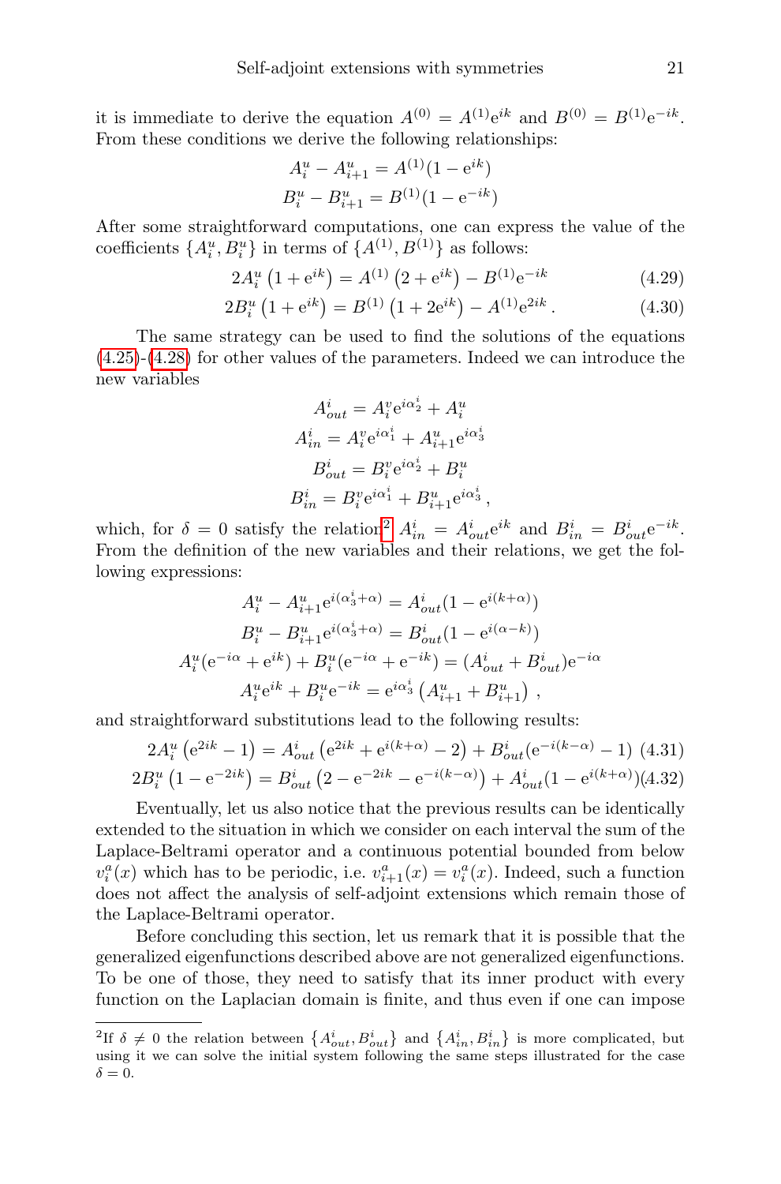it is immediate to derive the equation $A^{(0)} = A^{(1)}\mathrm{e}^{ik}$ and $B^{(0)} = B^{(1)}\mathrm{e}^{-ik}$. From these conditions we derive the following relationships:

$$
\begin{aligned}
A_i^u - A_{i+1}^u &= A^{(1)}(1 - \mathrm{e}^{ik}) \\
B_i^u - B_{i+1}^u &= B^{(1)}(1 - \mathrm{e}^{-ik})
\end{aligned}
$$

After some straightforward computations, one can express the value of the coefficients $\{A_i^u, B_i^u\}$ in terms of $\{A^{(1)}, B^{(1)}\}$ as follows:

$$
2A_i^u\left(1 + \mathrm{e}^{ik}\right) = A^{(1)}\left(2 + \mathrm{e}^{ik}\right) - B^{(1)}\mathrm{e}^{-ik} \tag{4.29}
$$

$$
2B_i^u\left(1 + \mathrm{e}^{ik}\right) = B^{(1)}\left(1 + 2\mathrm{e}^{ik}\right) - A^{(1)}\mathrm{e}^{2ik}\,. \tag{4.30}
$$

The same strategy can be used to find the solutions of the equations (4.25)-(4.28) for other values of the parameters. Indeed we can introduce the new variables

$$
\begin{aligned}
A_{out}^i &= A_i^v\mathrm{e}^{i\alpha_2^i} + A_i^u \\
A_{in}^i &= A_i^v\mathrm{e}^{i\alpha_1^i} + A_{i+1}^u\mathrm{e}^{i\alpha_3^i} \\
B_{out}^i &= B_i^v\mathrm{e}^{i\alpha_2^i} + B_i^u \\
B_{in}^i &= B_i^v\mathrm{e}^{i\alpha_1^i} + B_{i+1}^u\mathrm{e}^{i\alpha_3^i}\,,
\end{aligned}
$$

which, for $\delta = 0$ satisfy the relation[2] $A_{in}^i = A_{out}^i\mathrm{e}^{ik}$ and $B_{in}^i = B_{out}^i\mathrm{e}^{-ik}$. From the definition of the new variables and their relations, we get the following expressions:

$$
\begin{aligned}
A_i^u - A_{i+1}^u\mathrm{e}^{i(\alpha_3^i+\alpha)} &= A_{out}^i(1 - \mathrm{e}^{i(k+\alpha)}) \\
B_i^u - B_{i+1}^u\mathrm{e}^{i(\alpha_3^i+\alpha)} &= B_{out}^i(1 - \mathrm{e}^{i(\alpha-k)}) \\
A_i^u(\mathrm{e}^{-i\alpha} + \mathrm{e}^{ik}) + B_i^u(\mathrm{e}^{-i\alpha} + \mathrm{e}^{-ik}) &= (A_{out}^i + B_{out}^i)\mathrm{e}^{-i\alpha} \\
A_i^u\mathrm{e}^{ik} + B_i^u\mathrm{e}^{-ik} &= \mathrm{e}^{i\alpha_3^i}\left(A_{i+1}^u + B_{i+1}^u\right)\,,
\end{aligned}
$$

and straightforward substitutions lead to the following results:

$$
2A_i^u\left(\mathrm{e}^{2ik} - 1\right) = A_{out}^i\left(\mathrm{e}^{2ik} + \mathrm{e}^{i(k+\alpha)} - 2\right) + B_{out}^i(\mathrm{e}^{-i(k-\alpha)} - 1) \tag{4.31}
$$

$$
2B_i^u\left(1 - \mathrm{e}^{-2ik}\right) = B_{out}^i\left(2 - \mathrm{e}^{-2ik} - \mathrm{e}^{-i(k-\alpha)}\right) + A_{out}^i(1 - \mathrm{e}^{i(k+\alpha)}) \tag{4.32}
$$

Eventually, let us also notice that the previous results can be identically extended to the situation in which we consider on each interval the sum of the Laplace-Beltrami operator and a continuous potential bounded from below $v_i^a(x)$ which has to be periodic, i.e. $v_{i+1}^a(x) = v_i^a(x)$. Indeed, such a function does not affect the analysis of self-adjoint extensions which remain those of the Laplace-Beltrami operator.

Before concluding this section, let us remark that it is possible that the generalized eigenfunctions described above are not generalized eigenfunctions. To be one of those, they need to satisfy that its inner product with every function on the Laplacian domain is finite, and thus even if one can impose

---

[2] If $\delta \neq 0$ the relation between $\{A_{out}^i, B_{out}^i\}$ and $\{A_{in}^i, B_{in}^i\}$ is more complicated, but using it we can solve the initial system following the same steps illustrated for the case $\delta = 0$.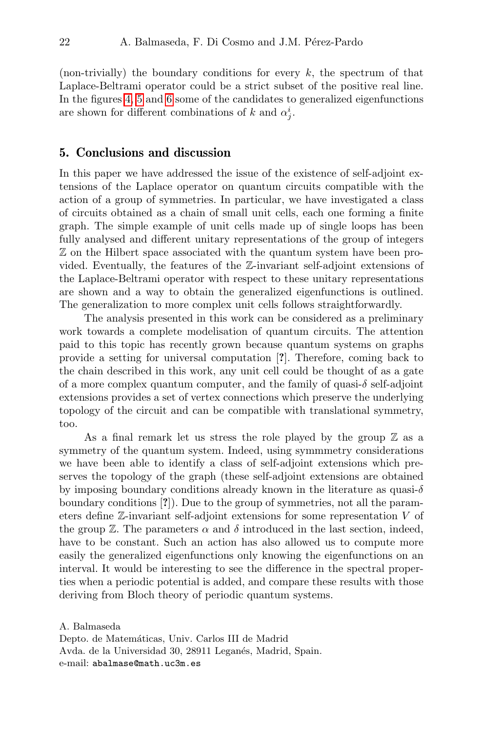(non-trivially) the boundary conditions for every $k$, the spectrum of that Laplace-Beltrami operator could be a strict subset of the positive real line. In the figures 4, 5 and 6 some of the candidates to generalized eigenfunctions are shown for different combinations of $k$ and $\alpha_j^i$.

## 5. Conclusions and discussion

In this paper we have addressed the issue of the existence of self-adjoint extensions of the Laplace operator on quantum circuits compatible with the action of a group of symmetries. In particular, we have investigated a class of circuits obtained as a chain of small unit cells, each one forming a finite graph. The simple example of unit cells made up of single loops has been fully analysed and different unitary representations of the group of integers $\mathbb{Z}$ on the Hilbert space associated with the quantum system have been provided. Eventually, the features of the $\mathbb{Z}$-invariant self-adjoint extensions of the Laplace-Beltrami operator with respect to these unitary representations are shown and a way to obtain the generalized eigenfunctions is outlined. The generalization to more complex unit cells follows straightforwardly.

The analysis presented in this work can be considered as a preliminary work towards a complete modelisation of quantum circuits. The attention paid to this topic has recently grown because quantum systems on graphs provide a setting for universal computation [**?**]. Therefore, coming back to the chain described in this work, any unit cell could be thought of as a gate of a more complex quantum computer, and the family of quasi-$\delta$ self-adjoint extensions provides a set of vertex connections which preserve the underlying topology of the circuit and can be compatible with translational symmetry, too.

As a final remark let us stress the role played by the group $\mathbb{Z}$ as a symmetry of the quantum system. Indeed, using symmmetry considerations we have been able to identify a class of self-adjoint extensions which preserves the topology of the graph (these self-adjoint extensions are obtained by imposing boundary conditions already known in the literature as quasi-$\delta$ boundary conditions [**?**]). Due to the group of symmetries, not all the parameters define $\mathbb{Z}$-invariant self-adjoint extensions for some representation $V$ of the group $\mathbb{Z}$. The parameters $\alpha$ and $\delta$ introduced in the last section, indeed, have to be constant. Such an action has also allowed us to compute more easily the generalized eigenfunctions only knowing the eigenfunctions on an interval. It would be interesting to see the difference in the spectral properties when a periodic potential is added, and compare these results with those deriving from Bloch theory of periodic quantum systems.

A. Balmaseda
Depto. de Matemáticas, Univ. Carlos III de Madrid
Avda. de la Universidad 30, 28911 Leganés, Madrid, Spain.
e-mail: `abalmase@math.uc3m.es`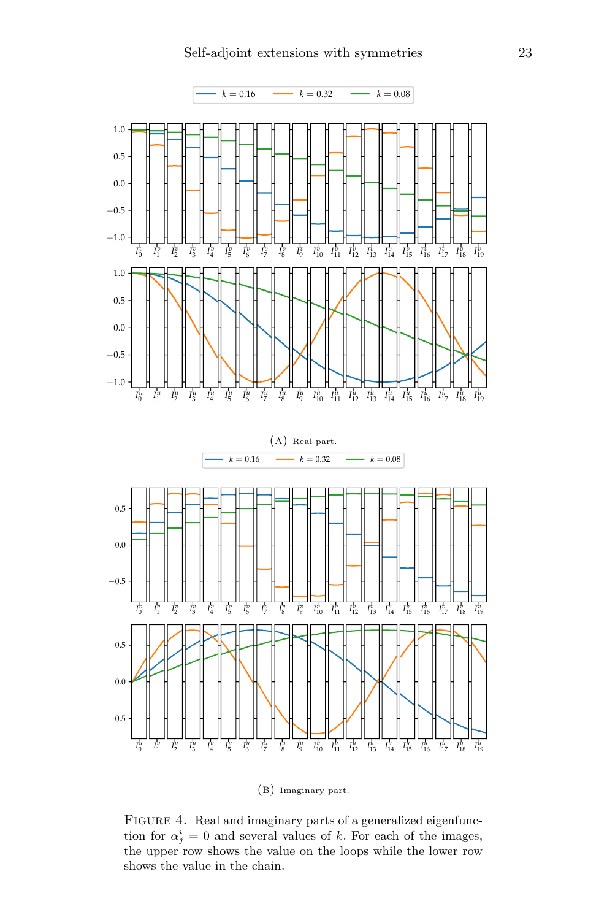(A) Real part.

(B) Imaginary part.

Figure 4. Real and imaginary parts of a generalized eigenfunction for $\alpha_j^i = 0$ and several values of $k$. For each of the images, the upper row shows the value on the loops while the lower row shows the value in the chain.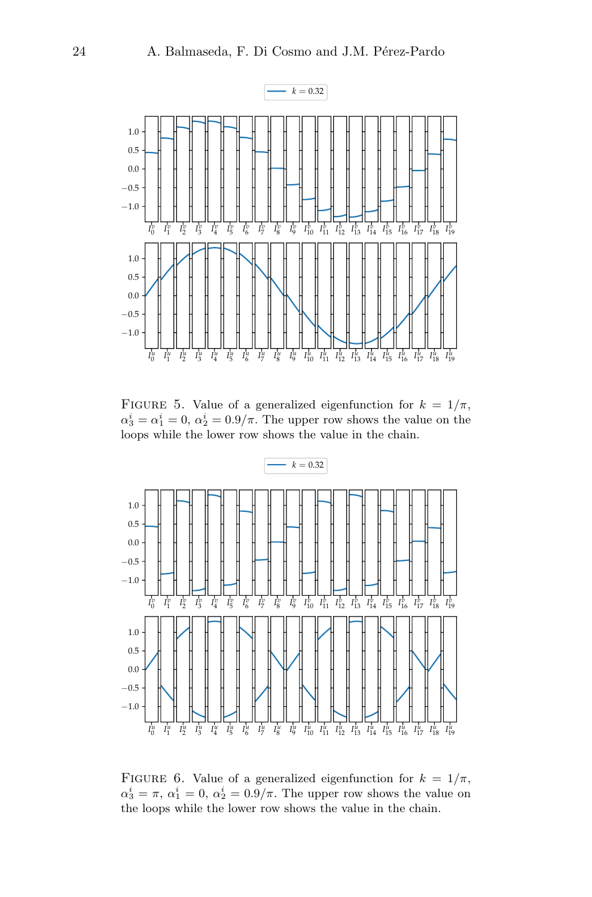Figure 5. Value of a generalized eigenfunction for $k = 1/\pi$, $\alpha_3^i = \alpha_1^i = 0$, $\alpha_2^i = 0.9/\pi$. The upper row shows the value on the loops while the lower row shows the value in the chain.

Figure 6. Value of a generalized eigenfunction for $k = 1/\pi$, $\alpha_3^i = \pi$, $\alpha_1^i = 0$, $\alpha_2^i = 0.9/\pi$. The upper row shows the value on the loops while the lower row shows the value in the chain.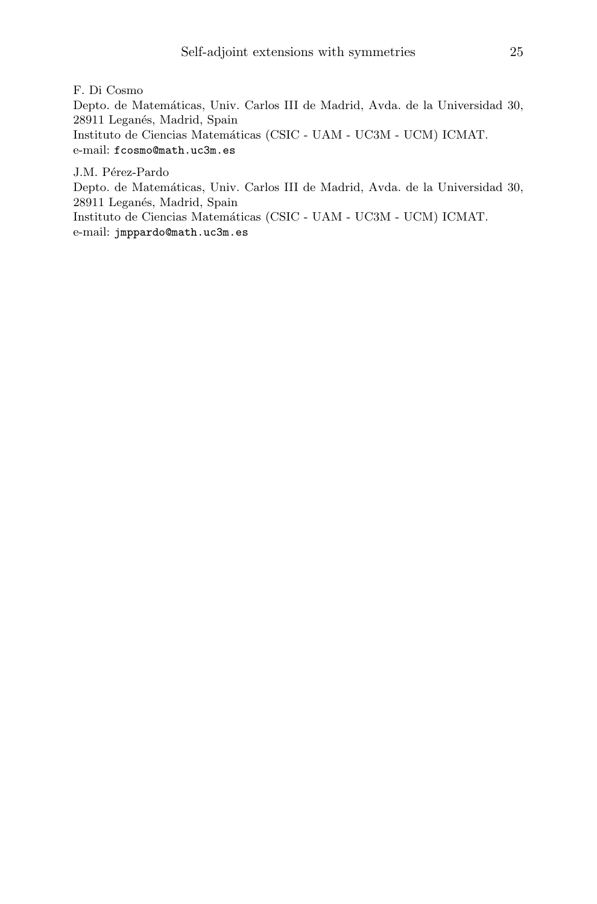F. Di Cosmo
Depto. de Matemáticas, Univ. Carlos III de Madrid, Avda. de la Universidad 30, 28911 Leganés, Madrid, Spain
Instituto de Ciencias Matemáticas (CSIC - UAM - UC3M - UCM) ICMAT.
e-mail: `fcosmo@math.uc3m.es`

J.M. Pérez-Pardo
Depto. de Matemáticas, Univ. Carlos III de Madrid, Avda. de la Universidad 30, 28911 Leganés, Madrid, Spain
Instituto de Ciencias Matemáticas (CSIC - UAM - UC3M - UCM) ICMAT.
e-mail: `jmppardo@math.uc3m.es`